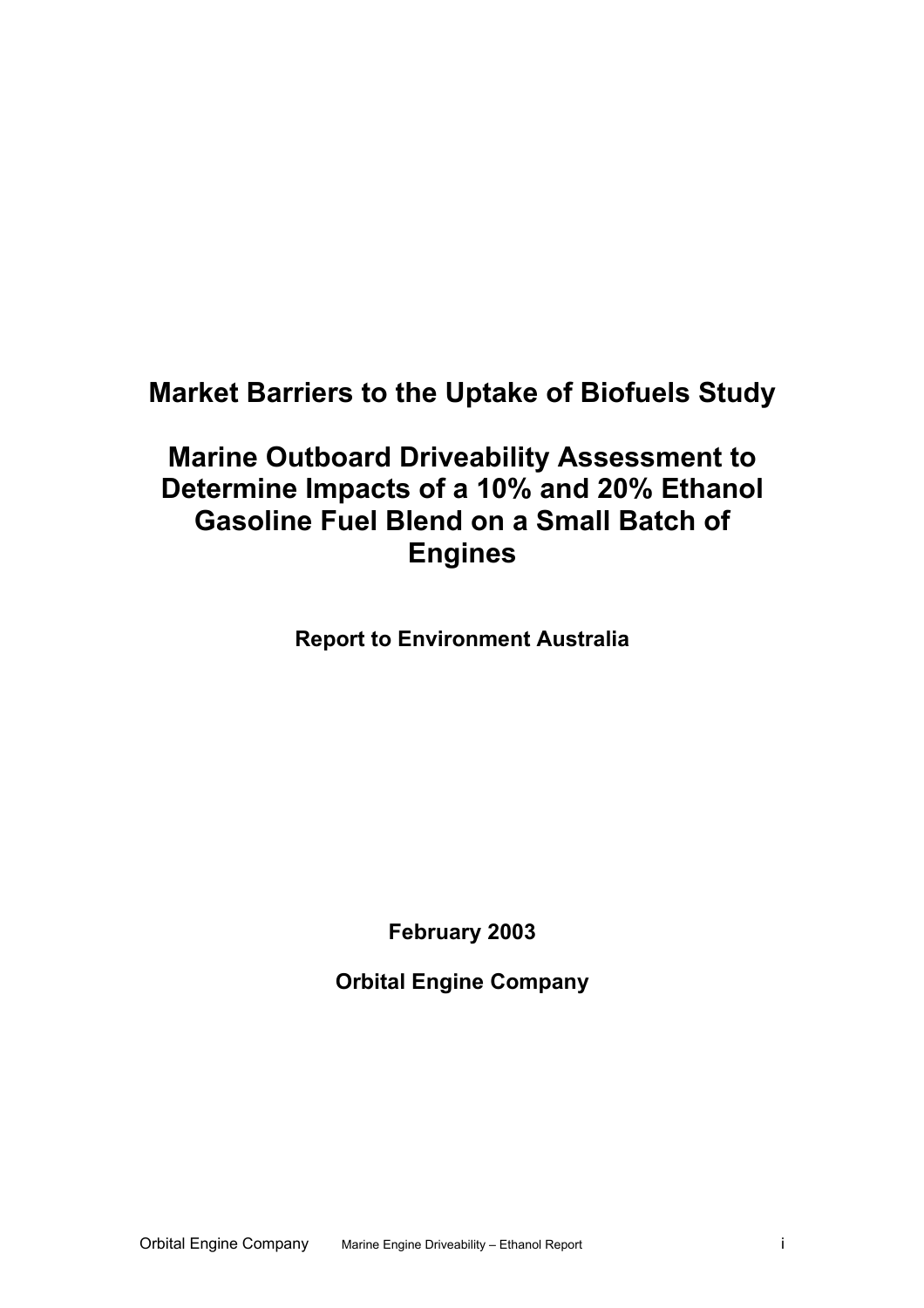# Market Barriers to the Uptake of Biofuels Study

# Marine Outboard Driveability Assessment to Determine Impacts of a 10% and 20% Ethanol Gasoline Fuel Blend on a Small Batch of Engines

**Report to Environment Australia**

**February 2003**

**Orbital Engine Company**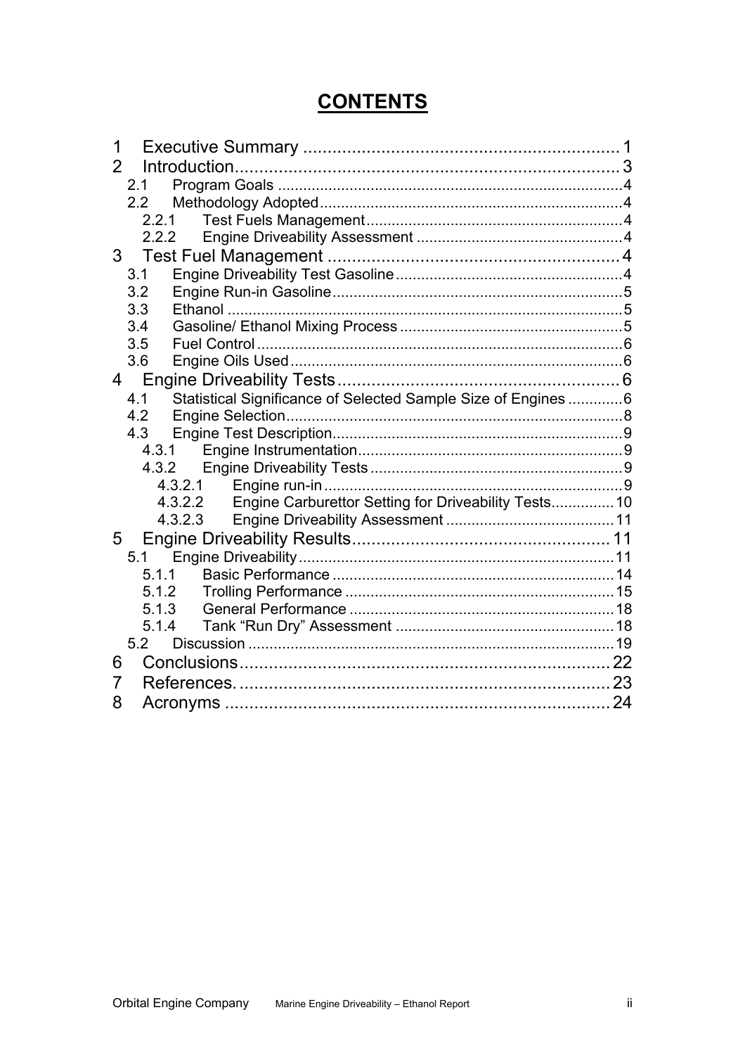# CONTENTS

1 Executive Summary .......... 1
2 Introduction .......... 3
  2.1 Program Goals .......... 4
  2.2 Methodology Adopted .......... 4
    2.2.1 Test Fuels Management .......... 4
    2.2.2 Engine Driveability Assessment .......... 4
3 Test Fuel Management .......... 4
  3.1 Engine Driveability Test Gasoline .......... 4
  3.2 Engine Run-in Gasoline .......... 5
  3.3 Ethanol .......... 5
  3.4 Gasoline/ Ethanol Mixing Process .......... 5
  3.5 Fuel Control .......... 6
  3.6 Engine Oils Used .......... 6
4 Engine Driveability Tests .......... 6
  4.1 Statistical Significance of Selected Sample Size of Engines .......... 6
  4.2 Engine Selection .......... 8
  4.3 Engine Test Description .......... 9
    4.3.1 Engine Instrumentation .......... 9
    4.3.2 Engine Driveability Tests .......... 9
      4.3.2.1 Engine run-in .......... 9
      4.3.2.2 Engine Carburettor Setting for Driveability Tests .......... 10
      4.3.2.3 Engine Driveability Assessment .......... 11
5 Engine Driveability Results .......... 11
  5.1 Engine Driveability .......... 11
    5.1.1 Basic Performance .......... 14
    5.1.2 Trolling Performance .......... 15
    5.1.3 General Performance .......... 18
    5.1.4 Tank “Run Dry” Assessment .......... 18
  5.2 Discussion .......... 19
6 Conclusions .......... 22
7 References. .......... 23
8 Acronyms .......... 24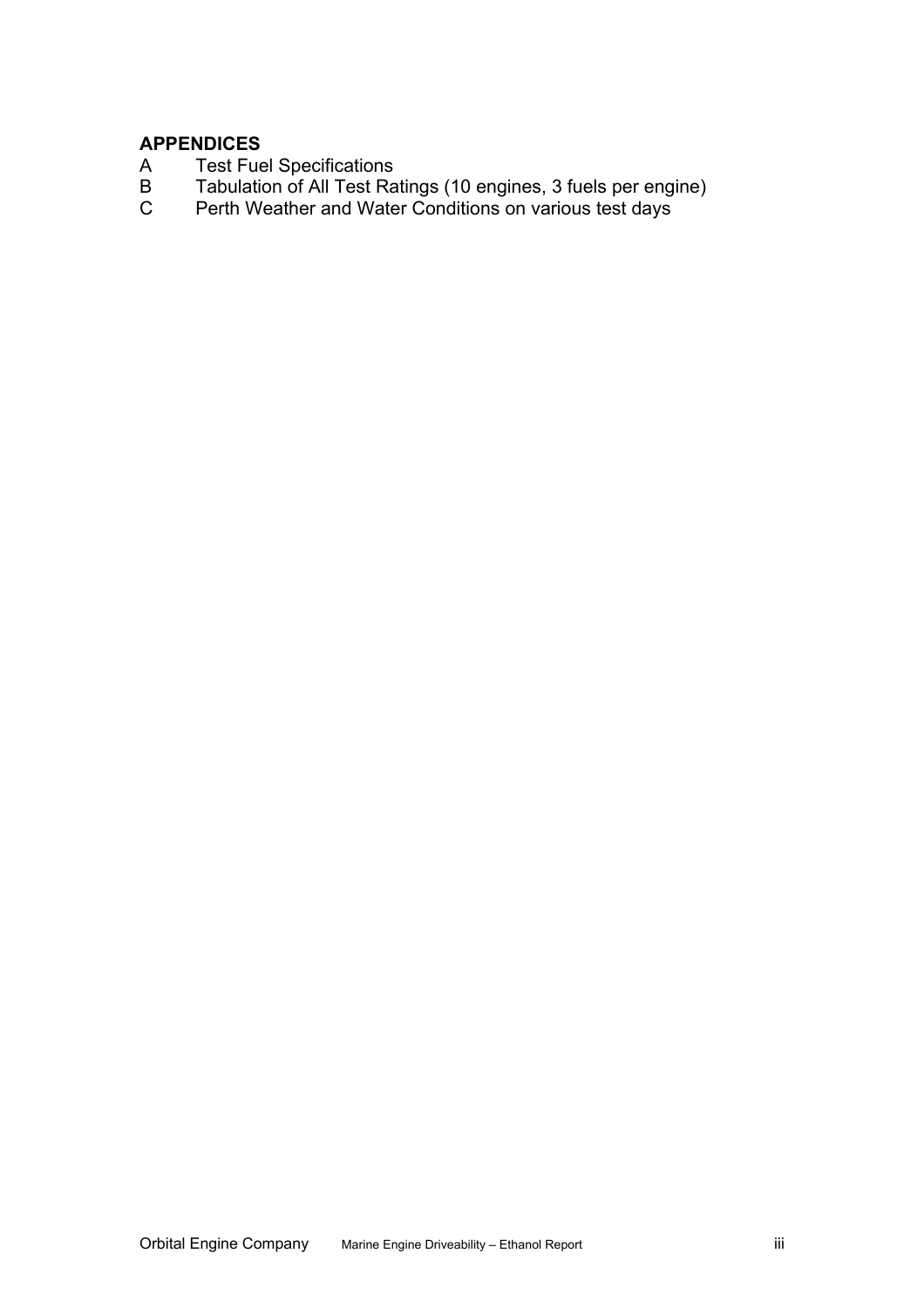**APPENDICES**

A Test Fuel Specifications

B Tabulation of All Test Ratings (10 engines, 3 fuels per engine)

C Perth Weather and Water Conditions on various test days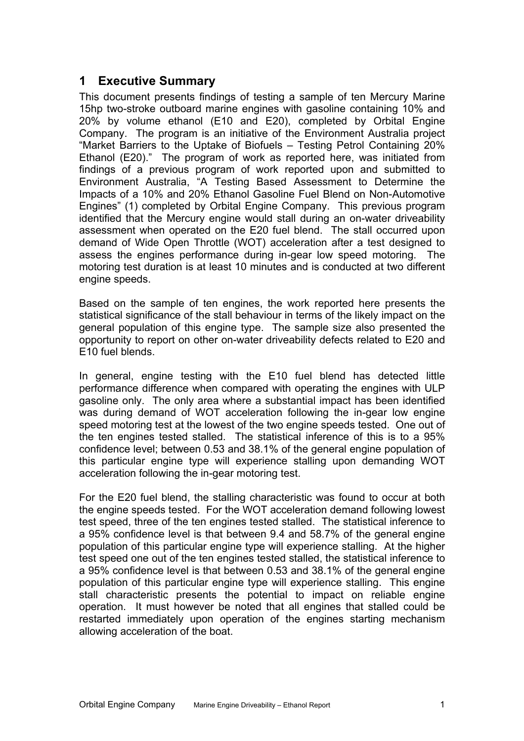## 1 Executive Summary

This document presents findings of testing a sample of ten Mercury Marine 15hp two-stroke outboard marine engines with gasoline containing 10% and 20% by volume ethanol (E10 and E20), completed by Orbital Engine Company. The program is an initiative of the Environment Australia project "Market Barriers to the Uptake of Biofuels – Testing Petrol Containing 20% Ethanol (E20)." The program of work as reported here, was initiated from findings of a previous program of work reported upon and submitted to Environment Australia, "A Testing Based Assessment to Determine the Impacts of a 10% and 20% Ethanol Gasoline Fuel Blend on Non-Automotive Engines" (1) completed by Orbital Engine Company. This previous program identified that the Mercury engine would stall during an on-water driveability assessment when operated on the E20 fuel blend. The stall occurred upon demand of Wide Open Throttle (WOT) acceleration after a test designed to assess the engines performance during in-gear low speed motoring. The motoring test duration is at least 10 minutes and is conducted at two different engine speeds.

Based on the sample of ten engines, the work reported here presents the statistical significance of the stall behaviour in terms of the likely impact on the general population of this engine type. The sample size also presented the opportunity to report on other on-water driveability defects related to E20 and E10 fuel blends.

In general, engine testing with the E10 fuel blend has detected little performance difference when compared with operating the engines with ULP gasoline only. The only area where a substantial impact has been identified was during demand of WOT acceleration following the in-gear low engine speed motoring test at the lowest of the two engine speeds tested. One out of the ten engines tested stalled. The statistical inference of this is to a 95% confidence level; between 0.53 and 38.1% of the general engine population of this particular engine type will experience stalling upon demanding WOT acceleration following the in-gear motoring test.

For the E20 fuel blend, the stalling characteristic was found to occur at both the engine speeds tested. For the WOT acceleration demand following lowest test speed, three of the ten engines tested stalled. The statistical inference to a 95% confidence level is that between 9.4 and 58.7% of the general engine population of this particular engine type will experience stalling. At the higher test speed one out of the ten engines tested stalled, the statistical inference to a 95% confidence level is that between 0.53 and 38.1% of the general engine population of this particular engine type will experience stalling. This engine stall characteristic presents the potential to impact on reliable engine operation. It must however be noted that all engines that stalled could be restarted immediately upon operation of the engines starting mechanism allowing acceleration of the boat.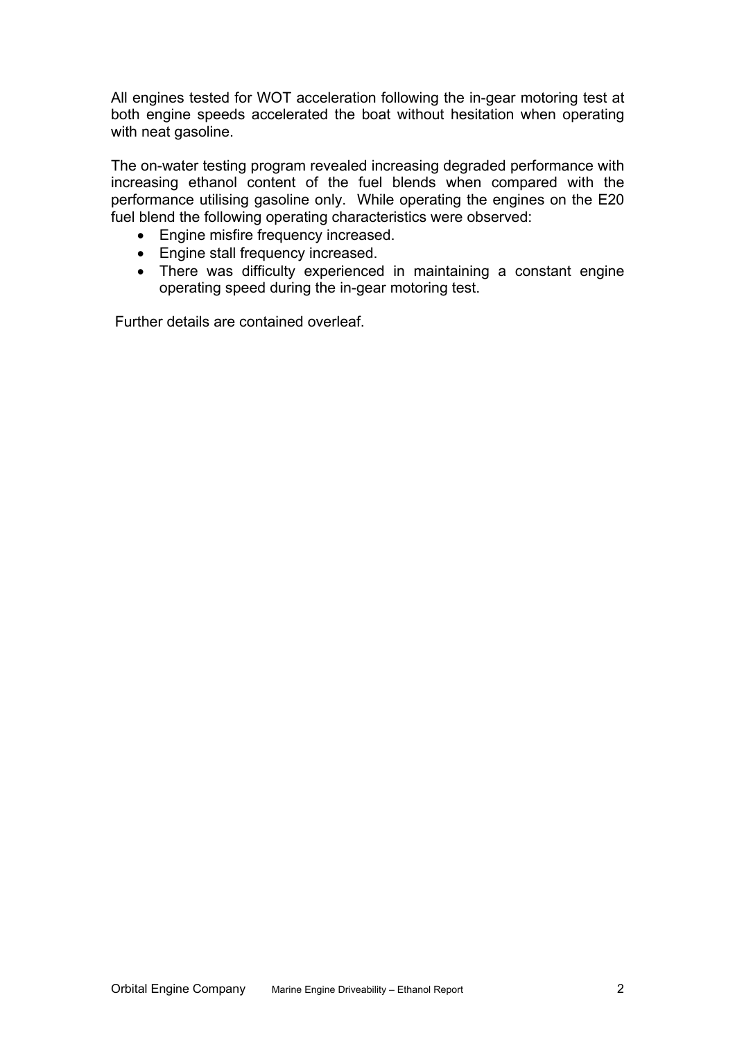All engines tested for WOT acceleration following the in-gear motoring test at both engine speeds accelerated the boat without hesitation when operating with neat gasoline.

The on-water testing program revealed increasing degraded performance with increasing ethanol content of the fuel blends when compared with the performance utilising gasoline only. While operating the engines on the E20 fuel blend the following operating characteristics were observed:

- Engine misfire frequency increased.
- Engine stall frequency increased.
- There was difficulty experienced in maintaining a constant engine operating speed during the in-gear motoring test.

Further details are contained overleaf.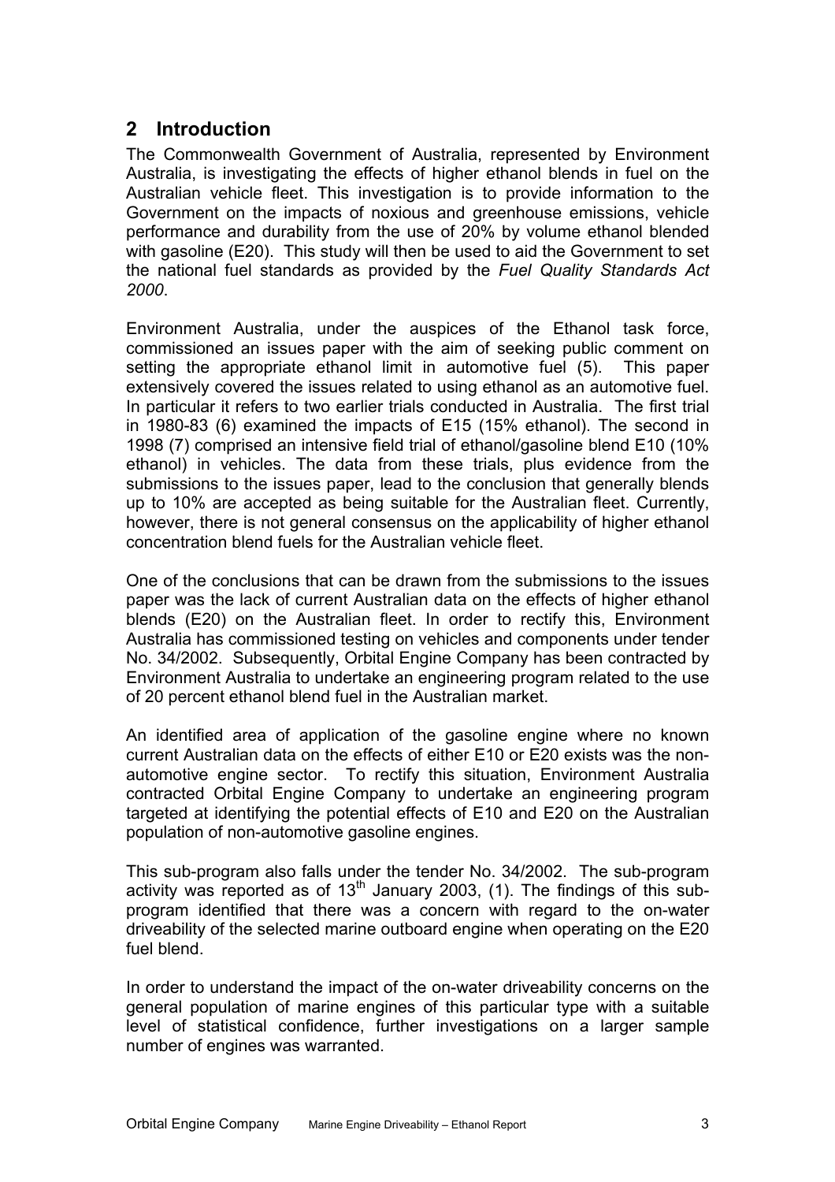## 2 Introduction

The Commonwealth Government of Australia, represented by Environment Australia, is investigating the effects of higher ethanol blends in fuel on the Australian vehicle fleet. This investigation is to provide information to the Government on the impacts of noxious and greenhouse emissions, vehicle performance and durability from the use of 20% by volume ethanol blended with gasoline (E20). This study will then be used to aid the Government to set the national fuel standards as provided by the *Fuel Quality Standards Act 2000*.

Environment Australia, under the auspices of the Ethanol task force, commissioned an issues paper with the aim of seeking public comment on setting the appropriate ethanol limit in automotive fuel (5). This paper extensively covered the issues related to using ethanol as an automotive fuel. In particular it refers to two earlier trials conducted in Australia. The first trial in 1980-83 (6) examined the impacts of E15 (15% ethanol). The second in 1998 (7) comprised an intensive field trial of ethanol/gasoline blend E10 (10% ethanol) in vehicles. The data from these trials, plus evidence from the submissions to the issues paper, lead to the conclusion that generally blends up to 10% are accepted as being suitable for the Australian fleet. Currently, however, there is not general consensus on the applicability of higher ethanol concentration blend fuels for the Australian vehicle fleet.

One of the conclusions that can be drawn from the submissions to the issues paper was the lack of current Australian data on the effects of higher ethanol blends (E20) on the Australian fleet. In order to rectify this, Environment Australia has commissioned testing on vehicles and components under tender No. 34/2002. Subsequently, Orbital Engine Company has been contracted by Environment Australia to undertake an engineering program related to the use of 20 percent ethanol blend fuel in the Australian market.

An identified area of application of the gasoline engine where no known current Australian data on the effects of either E10 or E20 exists was the non-automotive engine sector. To rectify this situation, Environment Australia contracted Orbital Engine Company to undertake an engineering program targeted at identifying the potential effects of E10 and E20 on the Australian population of non-automotive gasoline engines.

This sub-program also falls under the tender No. 34/2002. The sub-program activity was reported as of 13th January 2003, (1). The findings of this sub-program identified that there was a concern with regard to the on-water driveability of the selected marine outboard engine when operating on the E20 fuel blend.

In order to understand the impact of the on-water driveability concerns on the general population of marine engines of this particular type with a suitable level of statistical confidence, further investigations on a larger sample number of engines was warranted.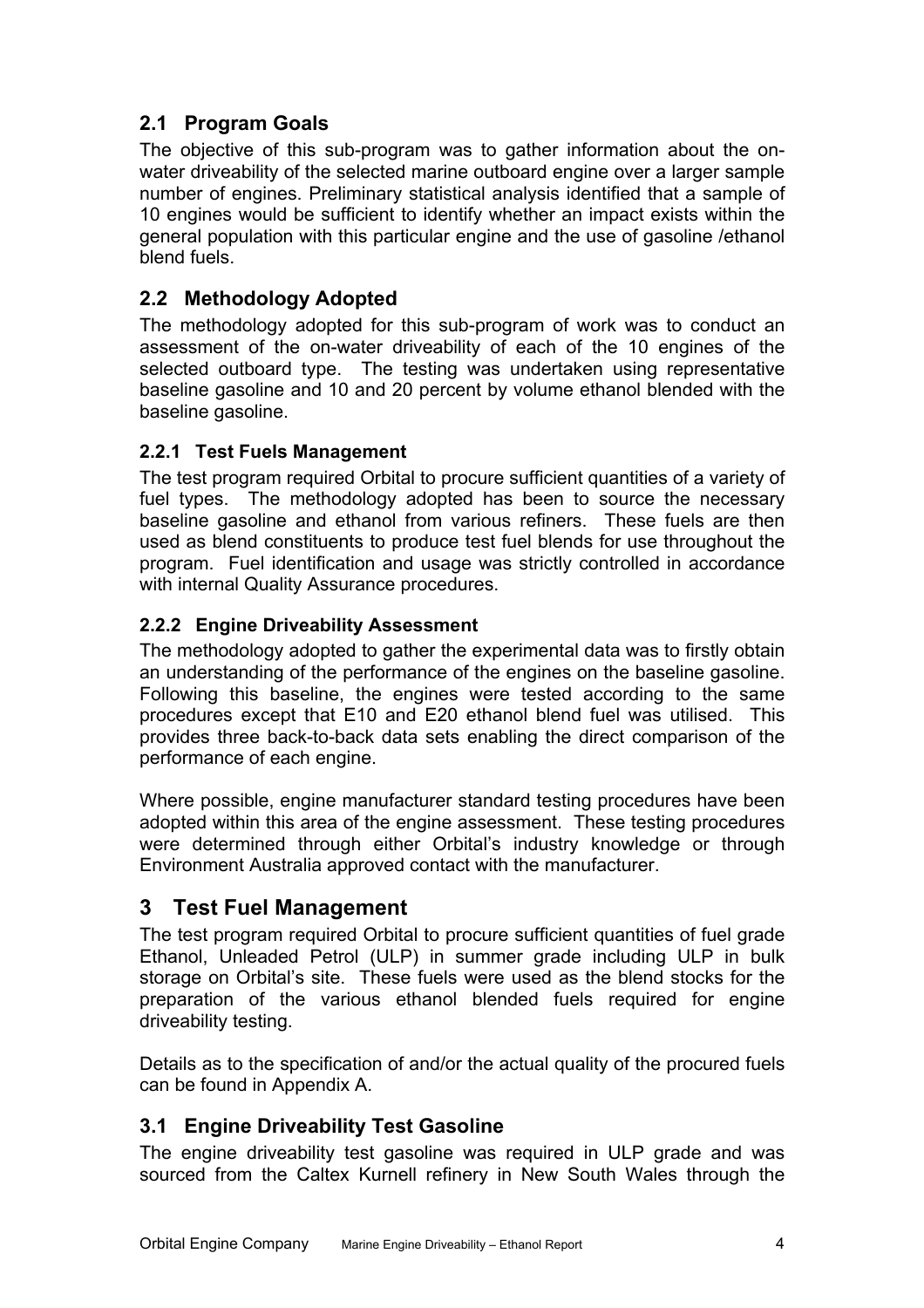## 2.1 Program Goals

The objective of this sub-program was to gather information about the on-water driveability of the selected marine outboard engine over a larger sample number of engines. Preliminary statistical analysis identified that a sample of 10 engines would be sufficient to identify whether an impact exists within the general population with this particular engine and the use of gasoline /ethanol blend fuels.

## 2.2 Methodology Adopted

The methodology adopted for this sub-program of work was to conduct an assessment of the on-water driveability of each of the 10 engines of the selected outboard type. The testing was undertaken using representative baseline gasoline and 10 and 20 percent by volume ethanol blended with the baseline gasoline.

### 2.2.1 Test Fuels Management

The test program required Orbital to procure sufficient quantities of a variety of fuel types. The methodology adopted has been to source the necessary baseline gasoline and ethanol from various refiners. These fuels are then used as blend constituents to produce test fuel blends for use throughout the program. Fuel identification and usage was strictly controlled in accordance with internal Quality Assurance procedures.

### 2.2.2 Engine Driveability Assessment

The methodology adopted to gather the experimental data was to firstly obtain an understanding of the performance of the engines on the baseline gasoline. Following this baseline, the engines were tested according to the same procedures except that E10 and E20 ethanol blend fuel was utilised. This provides three back-to-back data sets enabling the direct comparison of the performance of each engine.

Where possible, engine manufacturer standard testing procedures have been adopted within this area of the engine assessment. These testing procedures were determined through either Orbital's industry knowledge or through Environment Australia approved contact with the manufacturer.

# 3 Test Fuel Management

The test program required Orbital to procure sufficient quantities of fuel grade Ethanol, Unleaded Petrol (ULP) in summer grade including ULP in bulk storage on Orbital's site. These fuels were used as the blend stocks for the preparation of the various ethanol blended fuels required for engine driveability testing.

Details as to the specification of and/or the actual quality of the procured fuels can be found in Appendix A.

## 3.1 Engine Driveability Test Gasoline

The engine driveability test gasoline was required in ULP grade and was sourced from the Caltex Kurnell refinery in New South Wales through the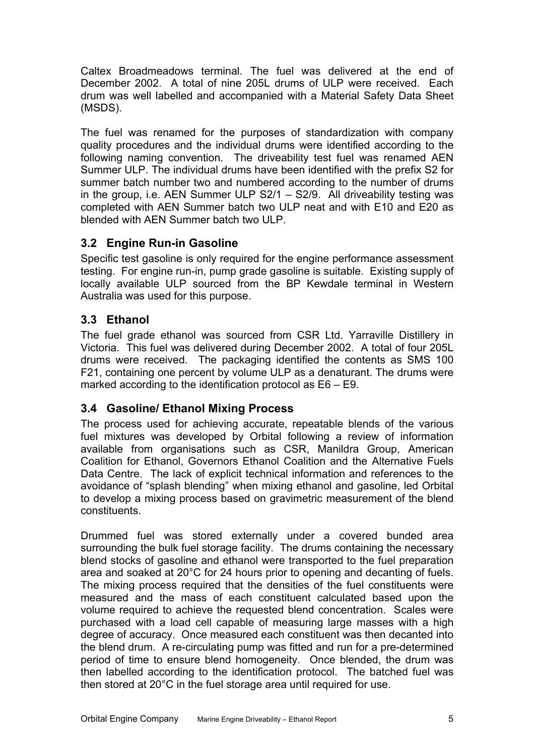Caltex Broadmeadows terminal. The fuel was delivered at the end of December 2002. A total of nine 205L drums of ULP were received. Each drum was well labelled and accompanied with a Material Safety Data Sheet (MSDS).

The fuel was renamed for the purposes of standardization with company quality procedures and the individual drums were identified according to the following naming convention. The driveability test fuel was renamed AEN Summer ULP. The individual drums have been identified with the prefix S2 for summer batch number two and numbered according to the number of drums in the group, i.e. AEN Summer ULP S2/1 – S2/9. All driveability testing was completed with AEN Summer batch two ULP neat and with E10 and E20 as blended with AEN Summer batch two ULP.

## 3.2 Engine Run-in Gasoline

Specific test gasoline is only required for the engine performance assessment testing. For engine run-in, pump grade gasoline is suitable. Existing supply of locally available ULP sourced from the BP Kewdale terminal in Western Australia was used for this purpose.

## 3.3 Ethanol

The fuel grade ethanol was sourced from CSR Ltd. Yarraville Distillery in Victoria. This fuel was delivered during December 2002. A total of four 205L drums were received. The packaging identified the contents as SMS 100 F21, containing one percent by volume ULP as a denaturant. The drums were marked according to the identification protocol as E6 – E9.

## 3.4 Gasoline/ Ethanol Mixing Process

The process used for achieving accurate, repeatable blends of the various fuel mixtures was developed by Orbital following a review of information available from organisations such as CSR, Manildra Group, American Coalition for Ethanol, Governors Ethanol Coalition and the Alternative Fuels Data Centre. The lack of explicit technical information and references to the avoidance of "splash blending" when mixing ethanol and gasoline, led Orbital to develop a mixing process based on gravimetric measurement of the blend constituents.

Drummed fuel was stored externally under a covered bunded area surrounding the bulk fuel storage facility. The drums containing the necessary blend stocks of gasoline and ethanol were transported to the fuel preparation area and soaked at 20°C for 24 hours prior to opening and decanting of fuels. The mixing process required that the densities of the fuel constituents were measured and the mass of each constituent calculated based upon the volume required to achieve the requested blend concentration. Scales were purchased with a load cell capable of measuring large masses with a high degree of accuracy. Once measured each constituent was then decanted into the blend drum. A re-circulating pump was fitted and run for a pre-determined period of time to ensure blend homogeneity. Once blended, the drum was then labelled according to the identification protocol. The batched fuel was then stored at 20°C in the fuel storage area until required for use.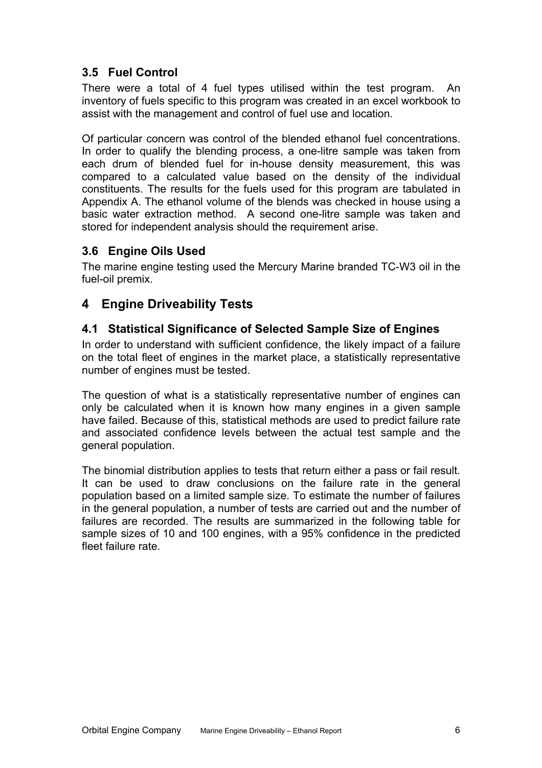### 3.5 Fuel Control

There were a total of 4 fuel types utilised within the test program. An inventory of fuels specific to this program was created in an excel workbook to assist with the management and control of fuel use and location.

Of particular concern was control of the blended ethanol fuel concentrations. In order to qualify the blending process, a one-litre sample was taken from each drum of blended fuel for in-house density measurement, this was compared to a calculated value based on the density of the individual constituents. The results for the fuels used for this program are tabulated in Appendix A. The ethanol volume of the blends was checked in house using a basic water extraction method. A second one-litre sample was taken and stored for independent analysis should the requirement arise.

### 3.6 Engine Oils Used

The marine engine testing used the Mercury Marine branded TC-W3 oil in the fuel-oil premix.

## 4 Engine Driveability Tests

### 4.1 Statistical Significance of Selected Sample Size of Engines

In order to understand with sufficient confidence, the likely impact of a failure on the total fleet of engines in the market place, a statistically representative number of engines must be tested.

The question of what is a statistically representative number of engines can only be calculated when it is known how many engines in a given sample have failed. Because of this, statistical methods are used to predict failure rate and associated confidence levels between the actual test sample and the general population.

The binomial distribution applies to tests that return either a pass or fail result. It can be used to draw conclusions on the failure rate in the general population based on a limited sample size. To estimate the number of failures in the general population, a number of tests are carried out and the number of failures are recorded. The results are summarized in the following table for sample sizes of 10 and 100 engines, with a 95% confidence in the predicted fleet failure rate.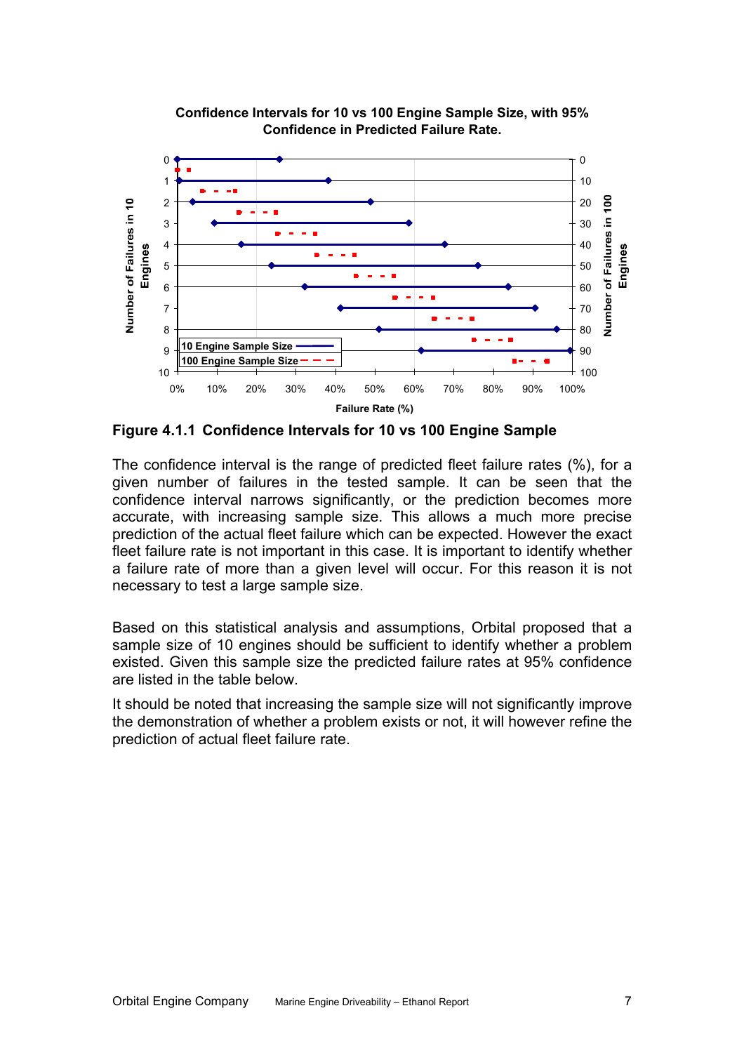Confidence Intervals for 10 vs 100 Engine Sample Size, with 95% Confidence in Predicted Failure Rate.

**Figure 4.1.1 Confidence Intervals for 10 vs 100 Engine Sample**

The confidence interval is the range of predicted fleet failure rates (%), for a given number of failures in the tested sample. It can be seen that the confidence interval narrows significantly, or the prediction becomes more accurate, with increasing sample size. This allows a much more precise prediction of the actual fleet failure which can be expected. However the exact fleet failure rate is not important in this case. It is important to identify whether a failure rate of more than a given level will occur. For this reason it is not necessary to test a large sample size.

Based on this statistical analysis and assumptions, Orbital proposed that a sample size of 10 engines should be sufficient to identify whether a problem existed. Given this sample size the predicted failure rates at 95% confidence are listed in the table below.

It should be noted that increasing the sample size will not significantly improve the demonstration of whether a problem exists or not, it will however refine the prediction of actual fleet failure rate.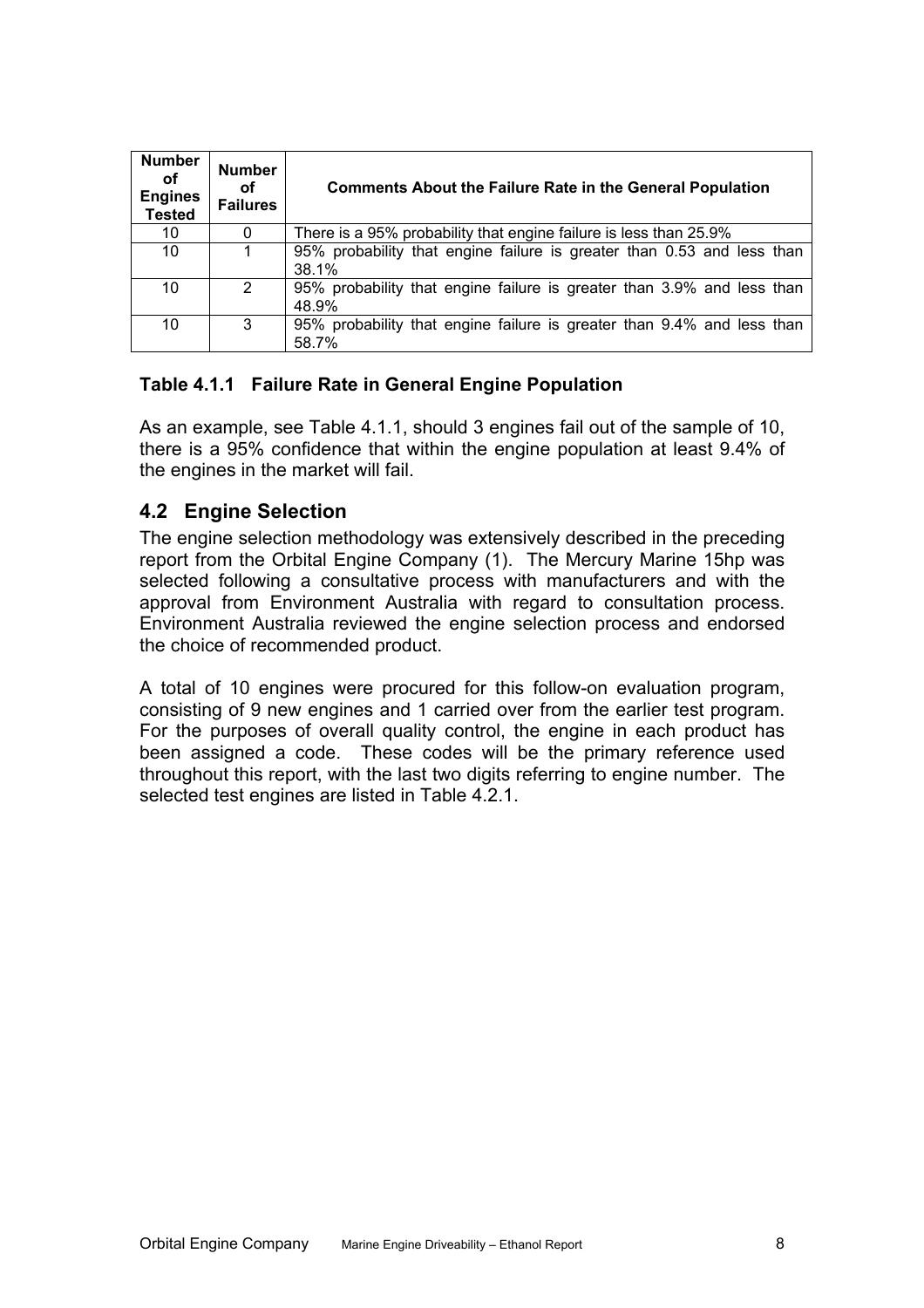| Number of Engines Tested | Number of Failures | Comments About the Failure Rate in the General Population |
| --- | --- | --- |
| 10 | 0 | There is a 95% probability that engine failure is less than 25.9% |
| 10 | 1 | 95% probability that engine failure is greater than 0.53 and less than 38.1% |
| 10 | 2 | 95% probability that engine failure is greater than 3.9% and less than 48.9% |
| 10 | 3 | 95% probability that engine failure is greater than 9.4% and less than 58.7% |

**Table 4.1.1 Failure Rate in General Engine Population**

As an example, see Table 4.1.1, should 3 engines fail out of the sample of 10, there is a 95% confidence that within the engine population at least 9.4% of the engines in the market will fail.

## 4.2 Engine Selection

The engine selection methodology was extensively described in the preceding report from the Orbital Engine Company (1). The Mercury Marine 15hp was selected following a consultative process with manufacturers and with the approval from Environment Australia with regard to consultation process. Environment Australia reviewed the engine selection process and endorsed the choice of recommended product.

A total of 10 engines were procured for this follow-on evaluation program, consisting of 9 new engines and 1 carried over from the earlier test program. For the purposes of overall quality control, the engine in each product has been assigned a code. These codes will be the primary reference used throughout this report, with the last two digits referring to engine number. The selected test engines are listed in Table 4.2.1.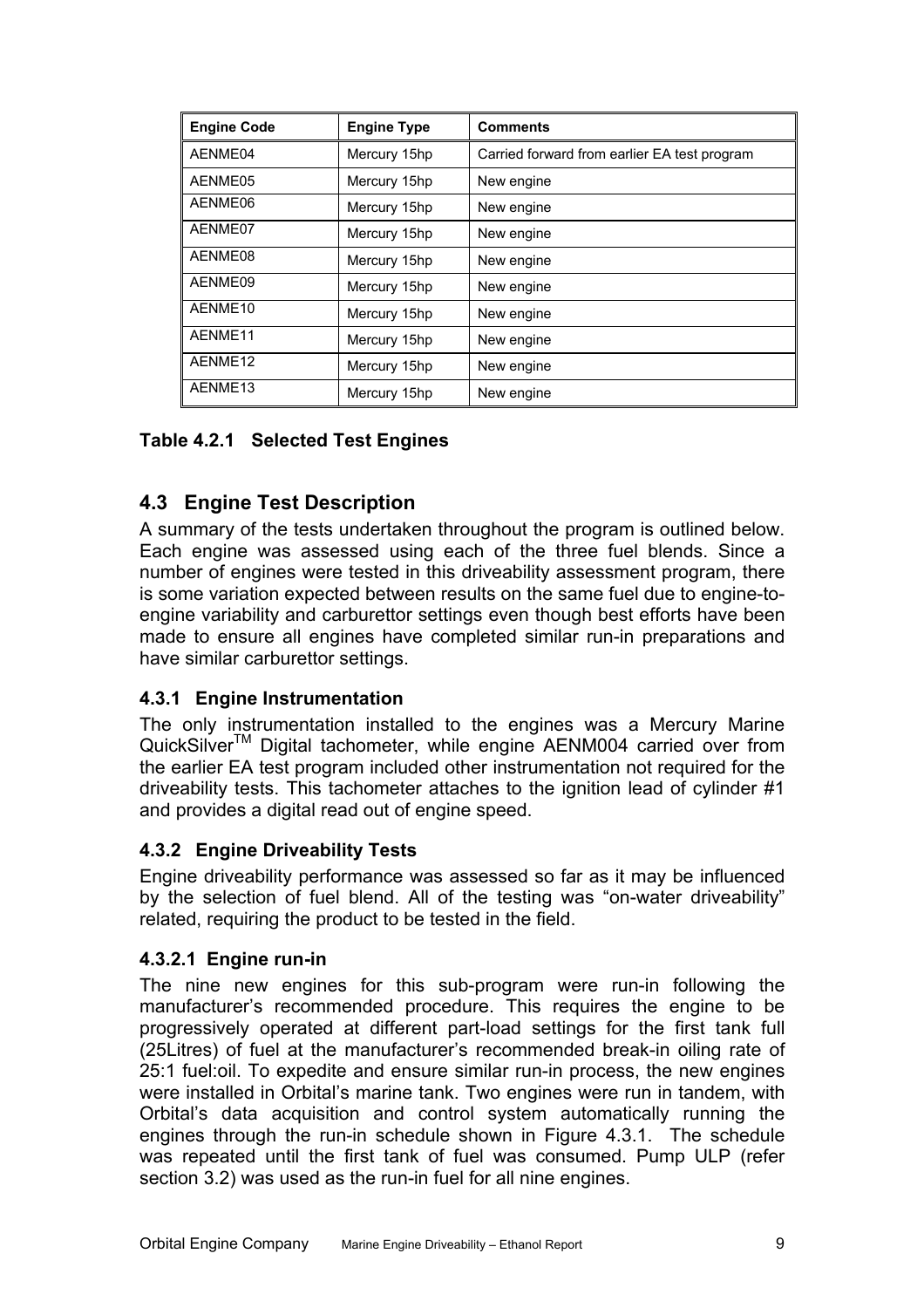| Engine Code | Engine Type | Comments |
|---|---|---|
| AENME04 | Mercury 15hp | Carried forward from earlier EA test program |
| AENME05 | Mercury 15hp | New engine |
| AENME06 | Mercury 15hp | New engine |
| AENME07 | Mercury 15hp | New engine |
| AENME08 | Mercury 15hp | New engine |
| AENME09 | Mercury 15hp | New engine |
| AENME10 | Mercury 15hp | New engine |
| AENME11 | Mercury 15hp | New engine |
| AENME12 | Mercury 15hp | New engine |
| AENME13 | Mercury 15hp | New engine |

**Table 4.2.1 Selected Test Engines**

## 4.3 Engine Test Description

A summary of the tests undertaken throughout the program is outlined below. Each engine was assessed using each of the three fuel blends. Since a number of engines were tested in this driveability assessment program, there is some variation expected between results on the same fuel due to engine-to-engine variability and carburettor settings even though best efforts have been made to ensure all engines have completed similar run-in preparations and have similar carburettor settings.

### 4.3.1 Engine Instrumentation

The only instrumentation installed to the engines was a Mercury Marine QuickSilver[TM] Digital tachometer, while engine AENM004 carried over from the earlier EA test program included other instrumentation not required for the driveability tests. This tachometer attaches to the ignition lead of cylinder #1 and provides a digital read out of engine speed.

### 4.3.2 Engine Driveability Tests

Engine driveability performance was assessed so far as it may be influenced by the selection of fuel blend. All of the testing was "on-water driveability" related, requiring the product to be tested in the field.

#### 4.3.2.1 Engine run-in

The nine new engines for this sub-program were run-in following the manufacturer's recommended procedure. This requires the engine to be progressively operated at different part-load settings for the first tank full (25Litres) of fuel at the manufacturer's recommended break-in oiling rate of 25:1 fuel:oil. To expedite and ensure similar run-in process, the new engines were installed in Orbital's marine tank. Two engines were run in tandem, with Orbital's data acquisition and control system automatically running the engines through the run-in schedule shown in Figure 4.3.1. The schedule was repeated until the first tank of fuel was consumed. Pump ULP (refer section 3.2) was used as the run-in fuel for all nine engines.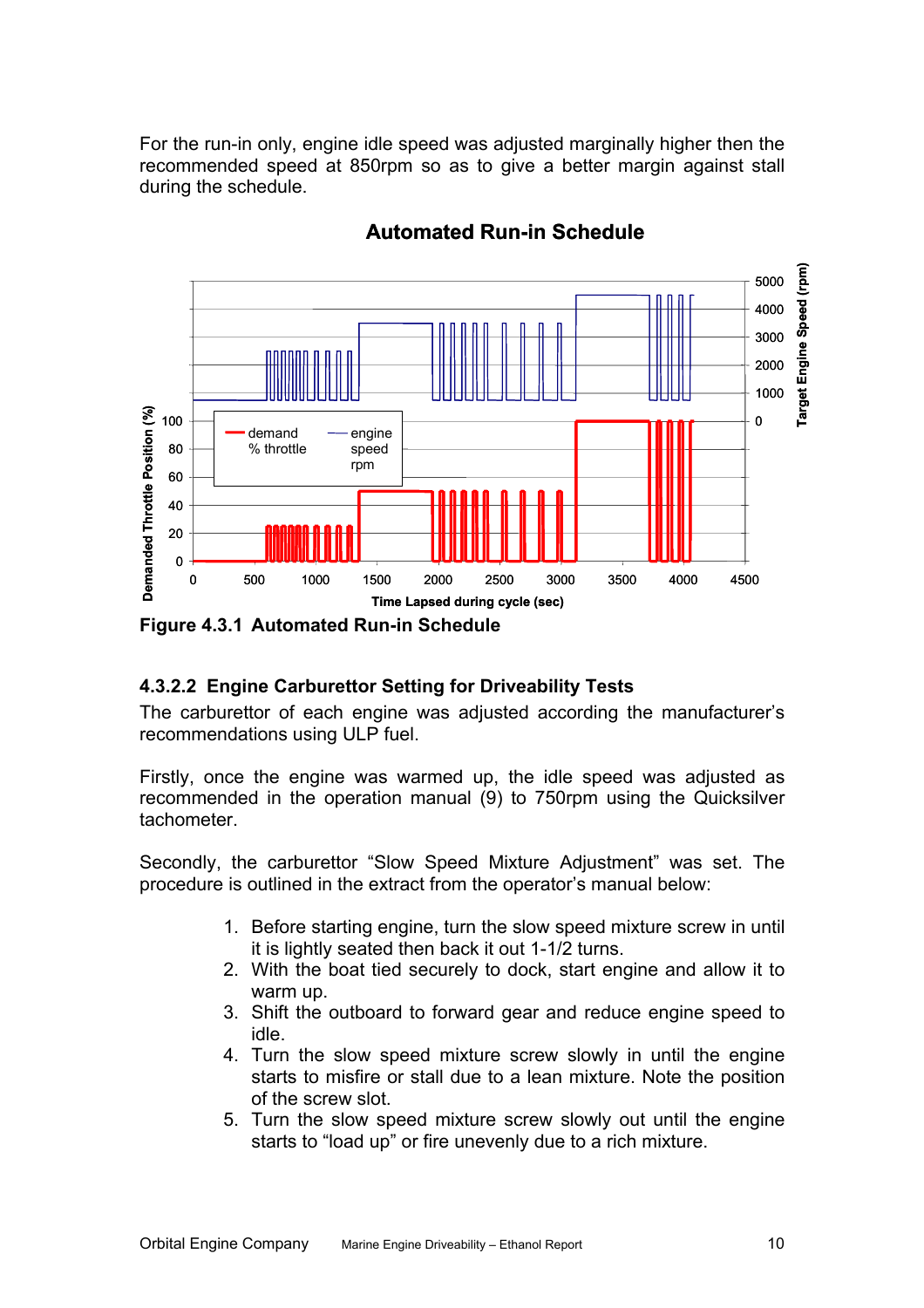For the run-in only, engine idle speed was adjusted marginally higher then the recommended speed at 850rpm so as to give a better margin against stall during the schedule.

**Figure 4.3.1 Automated Run-in Schedule**

### 4.3.2.2 Engine Carburettor Setting for Driveability Tests

The carburettor of each engine was adjusted according the manufacturer's recommendations using ULP fuel.

Firstly, once the engine was warmed up, the idle speed was adjusted as recommended in the operation manual (9) to 750rpm using the Quicksilver tachometer.

Secondly, the carburettor "Slow Speed Mixture Adjustment" was set. The procedure is outlined in the extract from the operator's manual below:

1. Before starting engine, turn the slow speed mixture screw in until it is lightly seated then back it out 1-1/2 turns.
2. With the boat tied securely to dock, start engine and allow it to warm up.
3. Shift the outboard to forward gear and reduce engine speed to idle.
4. Turn the slow speed mixture screw slowly in until the engine starts to misfire or stall due to a lean mixture. Note the position of the screw slot.
5. Turn the slow speed mixture screw slowly out until the engine starts to "load up" or fire unevenly due to a rich mixture.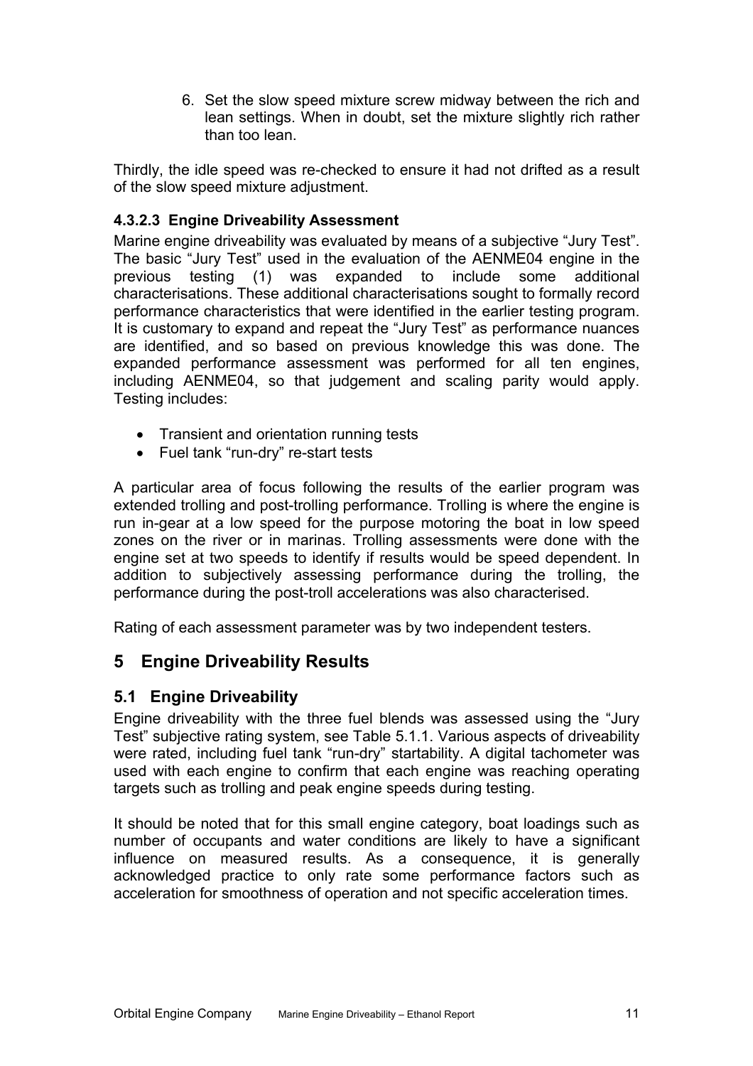6. Set the slow speed mixture screw midway between the rich and lean settings. When in doubt, set the mixture slightly rich rather than too lean.

Thirdly, the idle speed was re-checked to ensure it had not drifted as a result of the slow speed mixture adjustment.

#### 4.3.2.3 Engine Driveability Assessment

Marine engine driveability was evaluated by means of a subjective “Jury Test”. The basic “Jury Test” used in the evaluation of the AENME04 engine in the previous testing (1) was expanded to include some additional characterisations. These additional characterisations sought to formally record performance characteristics that were identified in the earlier testing program. It is customary to expand and repeat the “Jury Test” as performance nuances are identified, and so based on previous knowledge this was done. The expanded performance assessment was performed for all ten engines, including AENME04, so that judgement and scaling parity would apply. Testing includes:

- Transient and orientation running tests
- Fuel tank “run-dry” re-start tests

A particular area of focus following the results of the earlier program was extended trolling and post-trolling performance. Trolling is where the engine is run in-gear at a low speed for the purpose motoring the boat in low speed zones on the river or in marinas. Trolling assessments were done with the engine set at two speeds to identify if results would be speed dependent. In addition to subjectively assessing performance during the trolling, the performance during the post-troll accelerations was also characterised.

Rating of each assessment parameter was by two independent testers.

# 5 Engine Driveability Results

## 5.1 Engine Driveability

Engine driveability with the three fuel blends was assessed using the “Jury Test” subjective rating system, see Table 5.1.1. Various aspects of driveability were rated, including fuel tank “run-dry” startability. A digital tachometer was used with each engine to confirm that each engine was reaching operating targets such as trolling and peak engine speeds during testing.

It should be noted that for this small engine category, boat loadings such as number of occupants and water conditions are likely to have a significant influence on measured results. As a consequence, it is generally acknowledged practice to only rate some performance factors such as acceleration for smoothness of operation and not specific acceleration times.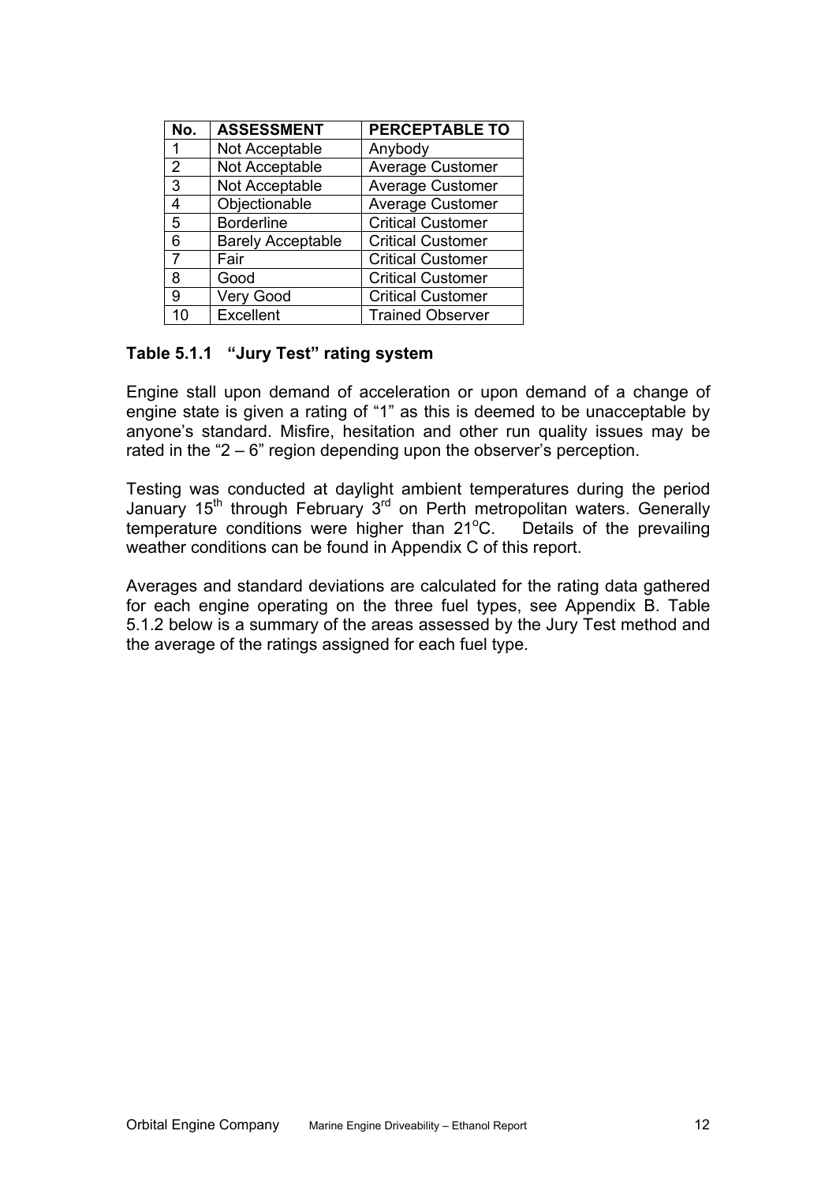| No. | ASSESSMENT | PERCEPTABLE TO |
|---|---|---|
| 1 | Not Acceptable | Anybody |
| 2 | Not Acceptable | Average Customer |
| 3 | Not Acceptable | Average Customer |
| 4 | Objectionable | Average Customer |
| 5 | Borderline | Critical Customer |
| 6 | Barely Acceptable | Critical Customer |
| 7 | Fair | Critical Customer |
| 8 | Good | Critical Customer |
| 9 | Very Good | Critical Customer |
| 10 | Excellent | Trained Observer |

**Table 5.1.1 "Jury Test" rating system**

Engine stall upon demand of acceleration or upon demand of a change of engine state is given a rating of "1" as this is deemed to be unacceptable by anyone's standard. Misfire, hesitation and other run quality issues may be rated in the "2 – 6" region depending upon the observer's perception.

Testing was conducted at daylight ambient temperatures during the period January 15th through February 3rd on Perth metropolitan waters. Generally temperature conditions were higher than 21°C. Details of the prevailing weather conditions can be found in Appendix C of this report.

Averages and standard deviations are calculated for the rating data gathered for each engine operating on the three fuel types, see Appendix B. Table 5.1.2 below is a summary of the areas assessed by the Jury Test method and the average of the ratings assigned for each fuel type.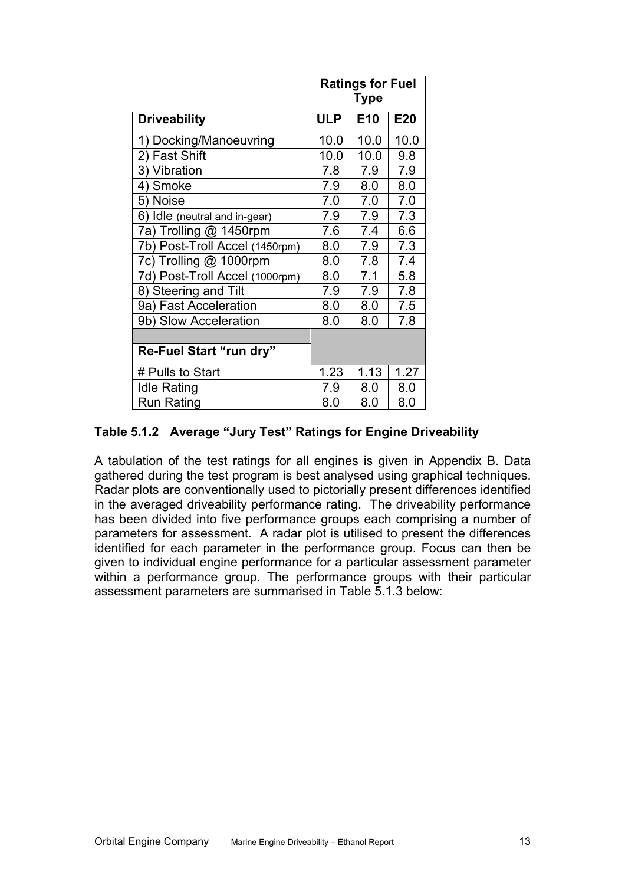| | Ratings for Fuel Type | | |
|---|---|---|---|
| **Driveability** | **ULP** | **E10** | **E20** |
| 1) Docking/Manoeuvring | 10.0 | 10.0 | 10.0 |
| 2) Fast Shift | 10.0 | 10.0 | 9.8 |
| 3) Vibration | 7.8 | 7.9 | 7.9 |
| 4) Smoke | 7.9 | 8.0 | 8.0 |
| 5) Noise | 7.0 | 7.0 | 7.0 |
| 6) Idle (neutral and in-gear) | 7.9 | 7.9 | 7.3 |
| 7a) Trolling @ 1450rpm | 7.6 | 7.4 | 6.6 |
| 7b) Post-Troll Accel (1450rpm) | 8.0 | 7.9 | 7.3 |
| 7c) Trolling @ 1000rpm | 8.0 | 7.8 | 7.4 |
| 7d) Post-Troll Accel (1000rpm) | 8.0 | 7.1 | 5.8 |
| 8) Steering and Tilt | 7.9 | 7.9 | 7.8 |
| 9a) Fast Acceleration | 8.0 | 8.0 | 7.5 |
| 9b) Slow Acceleration | 8.0 | 8.0 | 7.8 |
| | | | |
| **Re-Fuel Start "run dry"** | | | |
| # Pulls to Start | 1.23 | 1.13 | 1.27 |
| Idle Rating | 7.9 | 8.0 | 8.0 |
| Run Rating | 8.0 | 8.0 | 8.0 |

**Table 5.1.2 Average "Jury Test" Ratings for Engine Driveability**

A tabulation of the test ratings for all engines is given in Appendix B. Data gathered during the test program is best analysed using graphical techniques. Radar plots are conventionally used to pictorially present differences identified in the averaged driveability performance rating. The driveability performance has been divided into five performance groups each comprising a number of parameters for assessment. A radar plot is utilised to present the differences identified for each parameter in the performance group. Focus can then be given to individual engine performance for a particular assessment parameter within a performance group. The performance groups with their particular assessment parameters are summarised in Table 5.1.3 below: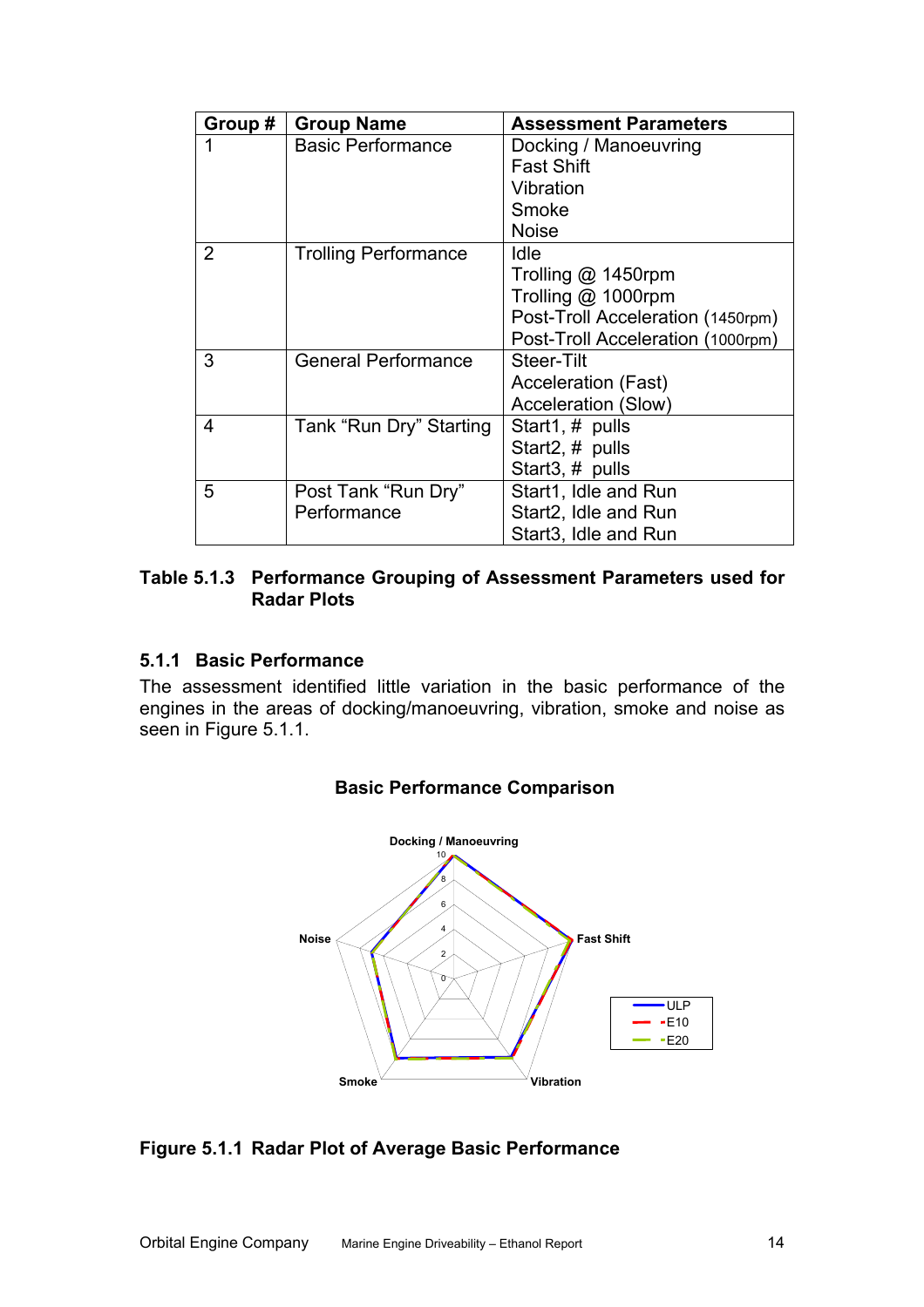| Group # | Group Name | Assessment Parameters |
|---|---|---|
| 1 | Basic Performance | Docking / Manoeuvring<br>Fast Shift<br>Vibration<br>Smoke<br>Noise |
| 2 | Trolling Performance | Idle<br>Trolling @ 1450rpm<br>Trolling @ 1000rpm<br>Post-Troll Acceleration (1450rpm)<br>Post-Troll Acceleration (1000rpm) |
| 3 | General Performance | Steer-Tilt<br>Acceleration (Fast)<br>Acceleration (Slow) |
| 4 | Tank "Run Dry" Starting | Start1, # pulls<br>Start2, # pulls<br>Start3, # pulls |
| 5 | Post Tank "Run Dry" Performance | Start1, Idle and Run<br>Start2, Idle and Run<br>Start3, Idle and Run |

**Table 5.1.3 Performance Grouping of Assessment Parameters used for Radar Plots**

### 5.1.1 Basic Performance

The assessment identified little variation in the basic performance of the engines in the areas of docking/manoeuvring, vibration, smoke and noise as seen in Figure 5.1.1.

**Basic Performance Comparison**

**Figure 5.1.1 Radar Plot of Average Basic Performance**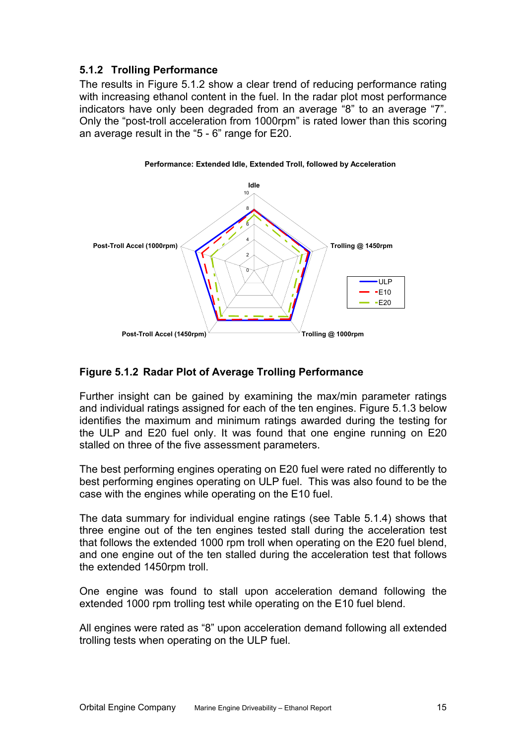### 5.1.2 Trolling Performance

The results in Figure 5.1.2 show a clear trend of reducing performance rating with increasing ethanol content in the fuel. In the radar plot most performance indicators have only been degraded from an average "8" to an average "7". Only the "post-troll acceleration from 1000rpm" is rated lower than this scoring an average result in the "5 - 6" range for E20.

**Performance: Extended Idle, Extended Troll, followed by Acceleration**

**Figure 5.1.2 Radar Plot of Average Trolling Performance**

Further insight can be gained by examining the max/min parameter ratings and individual ratings assigned for each of the ten engines. Figure 5.1.3 below identifies the maximum and minimum ratings awarded during the testing for the ULP and E20 fuel only. It was found that one engine running on E20 stalled on three of the five assessment parameters.

The best performing engines operating on E20 fuel were rated no differently to best performing engines operating on ULP fuel. This was also found to be the case with the engines while operating on the E10 fuel.

The data summary for individual engine ratings (see Table 5.1.4) shows that three engine out of the ten engines tested stall during the acceleration test that follows the extended 1000 rpm troll when operating on the E20 fuel blend, and one engine out of the ten stalled during the acceleration test that follows the extended 1450rpm troll.

One engine was found to stall upon acceleration demand following the extended 1000 rpm trolling test while operating on the E10 fuel blend.

All engines were rated as "8" upon acceleration demand following all extended trolling tests when operating on the ULP fuel.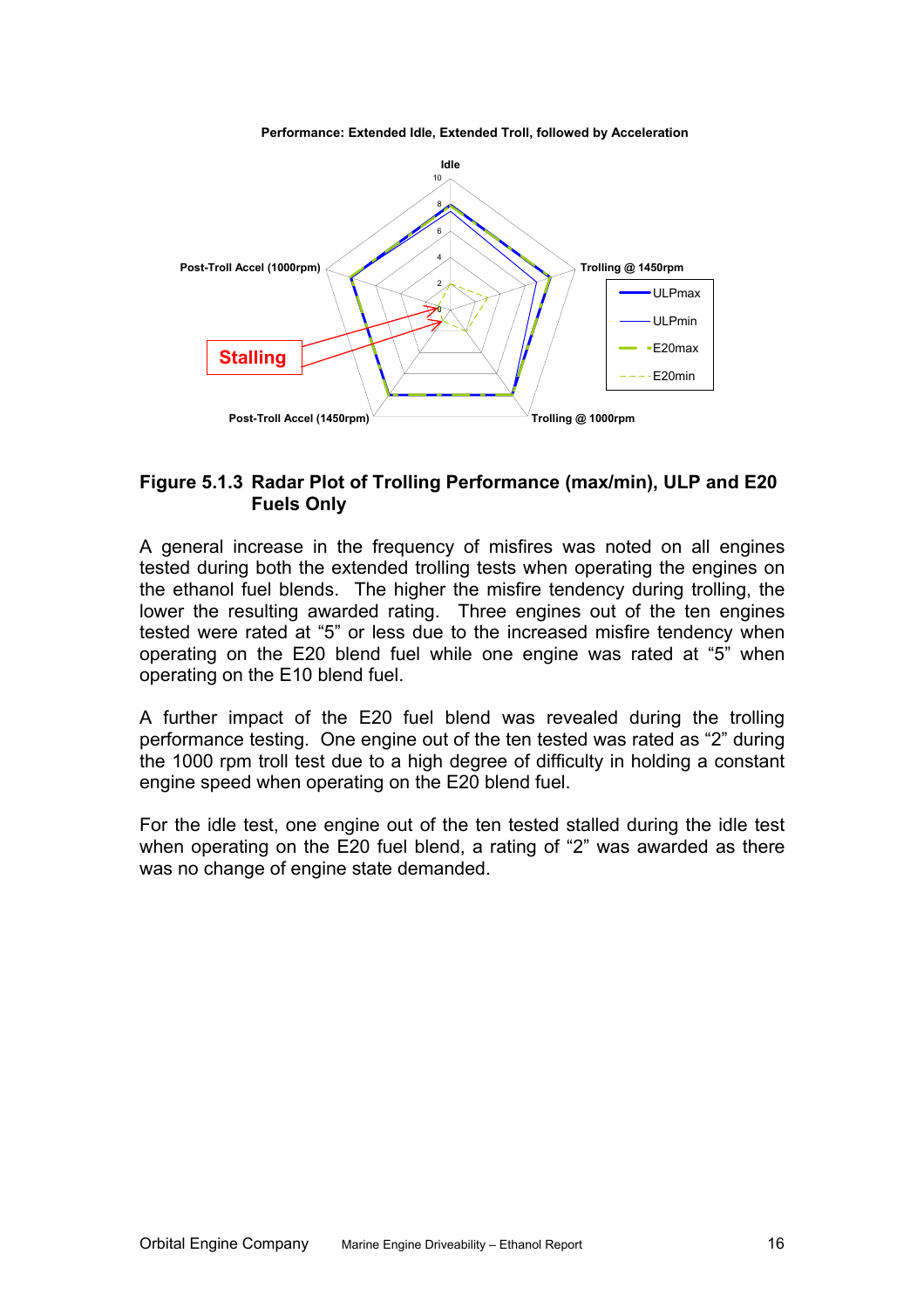Performance: Extended Idle, Extended Troll, followed by Acceleration

**Figure 5.1.3 Radar Plot of Trolling Performance (max/min), ULP and E20 Fuels Only**

A general increase in the frequency of misfires was noted on all engines tested during both the extended trolling tests when operating the engines on the ethanol fuel blends. The higher the misfire tendency during trolling, the lower the resulting awarded rating. Three engines out of the ten engines tested were rated at "5" or less due to the increased misfire tendency when operating on the E20 blend fuel while one engine was rated at "5" when operating on the E10 blend fuel.

A further impact of the E20 fuel blend was revealed during the trolling performance testing. One engine out of the ten tested was rated as "2" during the 1000 rpm troll test due to a high degree of difficulty in holding a constant engine speed when operating on the E20 blend fuel.

For the idle test, one engine out of the ten tested stalled during the idle test when operating on the E20 fuel blend, a rating of "2" was awarded as there was no change of engine state demanded.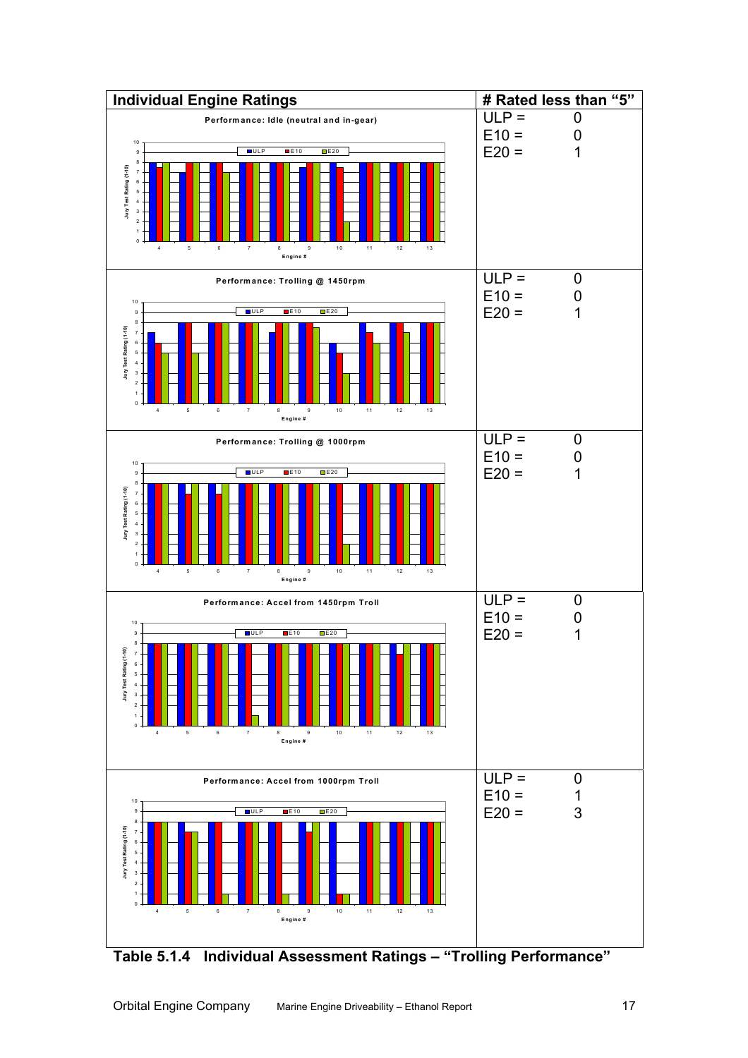| Individual Engine Ratings | # Rated less than "5" |
| --- | --- |
| Performance: Idle (neutral and in-gear) | ULP = 0<br>E10 = 0<br>E20 = 1 |
| Performance: Trolling @ 1450rpm | ULP = 0<br>E10 = 0<br>E20 = 1 |
| Performance: Trolling @ 1000rpm | ULP = 0<br>E10 = 0<br>E20 = 1 |
| Performance: Accel from 1450rpm Troll | ULP = 0<br>E10 = 0<br>E20 = 1 |
| Performance: Accel from 1000rpm Troll | ULP = 0<br>E10 = 1<br>E20 = 3 |

**Table 5.1.4 Individual Assessment Ratings – "Trolling Performance"**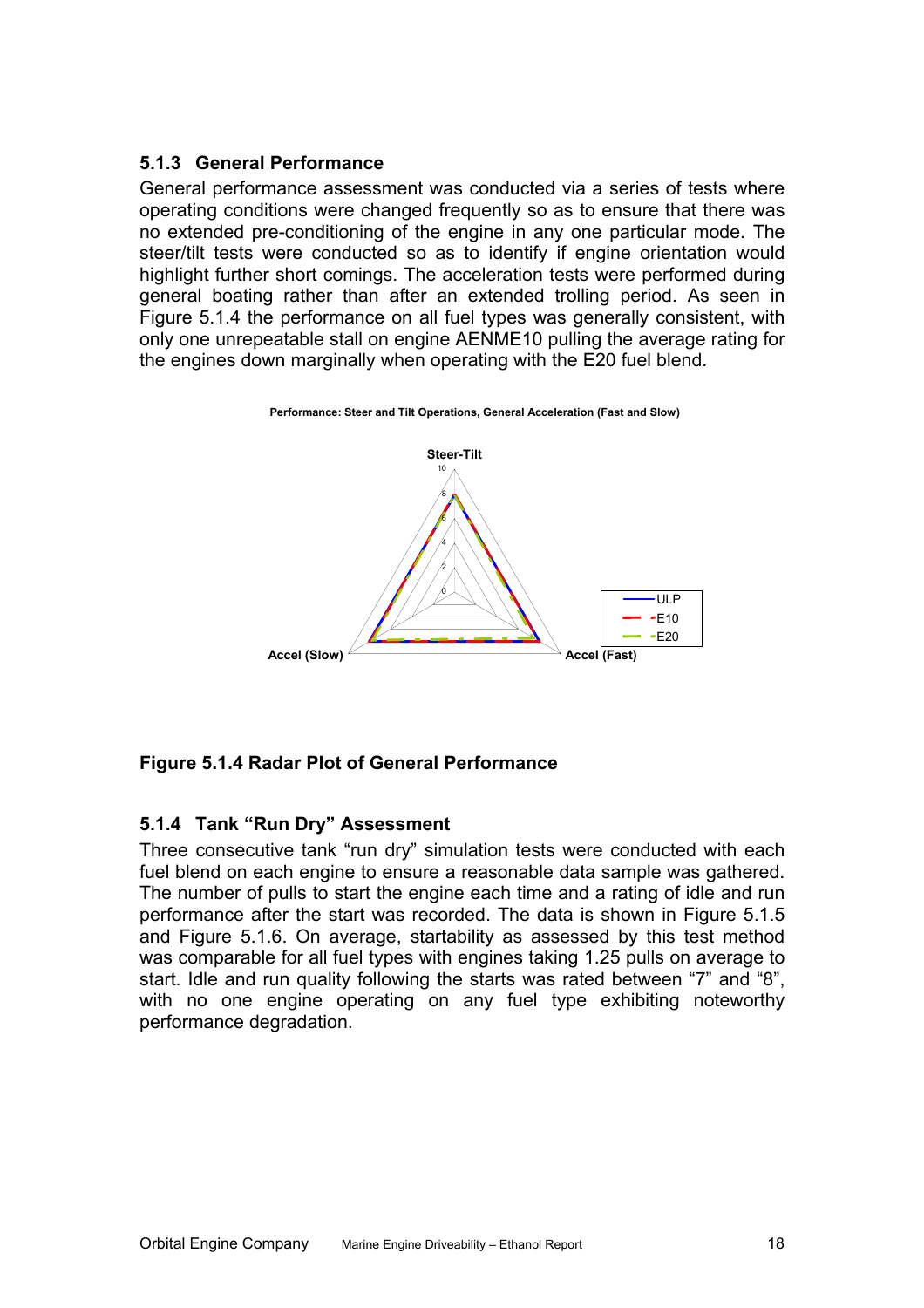### 5.1.3 General Performance

General performance assessment was conducted via a series of tests where operating conditions were changed frequently so as to ensure that there was no extended pre-conditioning of the engine in any one particular mode. The steer/tilt tests were conducted so as to identify if engine orientation would highlight further short comings. The acceleration tests were performed during general boating rather than after an extended trolling period. As seen in Figure 5.1.4 the performance on all fuel types was generally consistent, with only one unrepeatable stall on engine AENME10 pulling the average rating for the engines down marginally when operating with the E20 fuel blend.

**Figure 5.1.4 Radar Plot of General Performance**

### 5.1.4 Tank "Run Dry" Assessment

Three consecutive tank "run dry" simulation tests were conducted with each fuel blend on each engine to ensure a reasonable data sample was gathered. The number of pulls to start the engine each time and a rating of idle and run performance after the start was recorded. The data is shown in Figure 5.1.5 and Figure 5.1.6. On average, startability as assessed by this test method was comparable for all fuel types with engines taking 1.25 pulls on average to start. Idle and run quality following the starts was rated between "7" and "8", with no one engine operating on any fuel type exhibiting noteworthy performance degradation.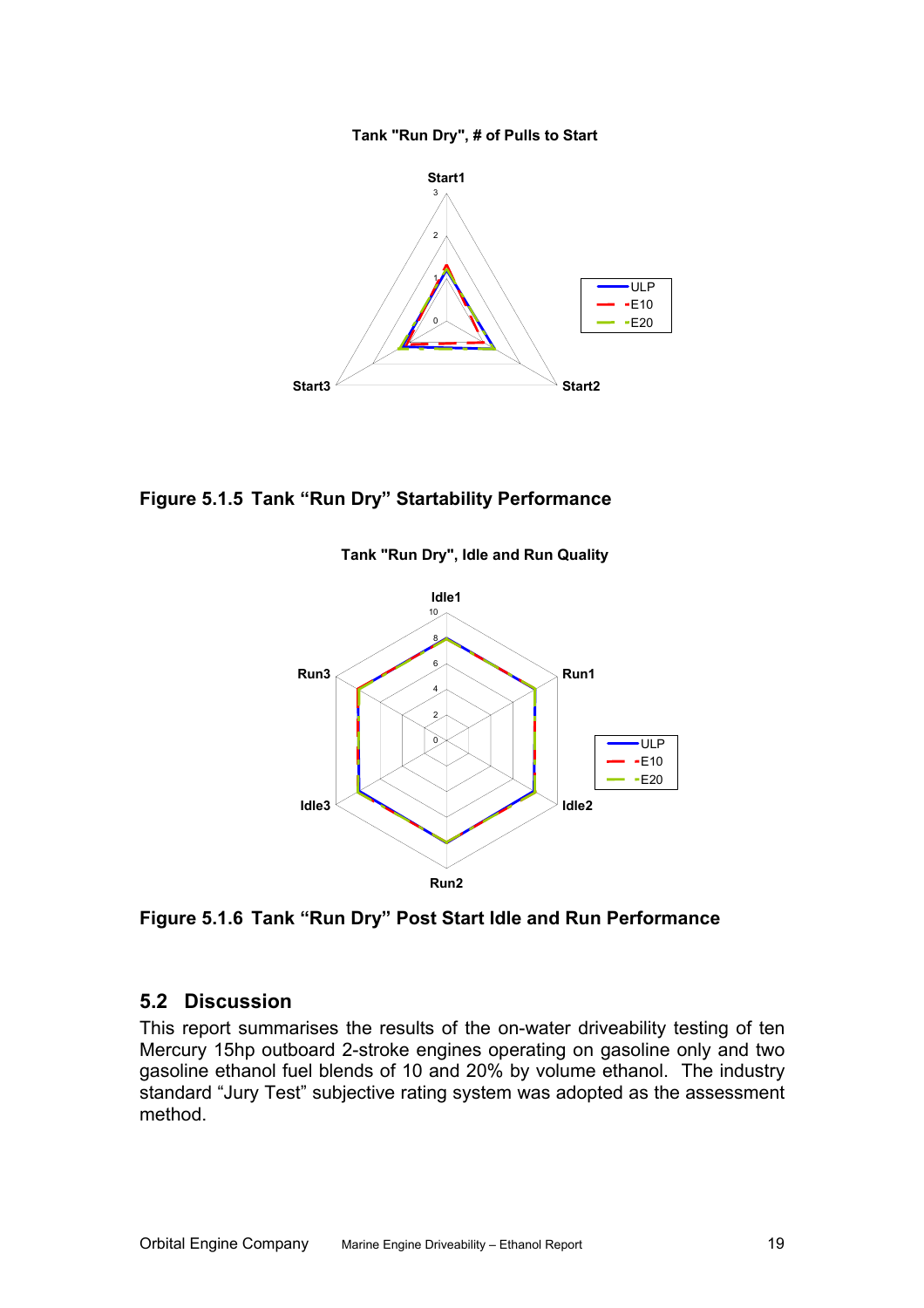Tank "Run Dry", # of Pulls to Start

**Figure 5.1.5 Tank "Run Dry" Startability Performance**

Tank "Run Dry", Idle and Run Quality

**Figure 5.1.6 Tank "Run Dry" Post Start Idle and Run Performance**

## 5.2 Discussion

This report summarises the results of the on-water driveability testing of ten Mercury 15hp outboard 2-stroke engines operating on gasoline only and two gasoline ethanol fuel blends of 10 and 20% by volume ethanol. The industry standard "Jury Test" subjective rating system was adopted as the assessment method.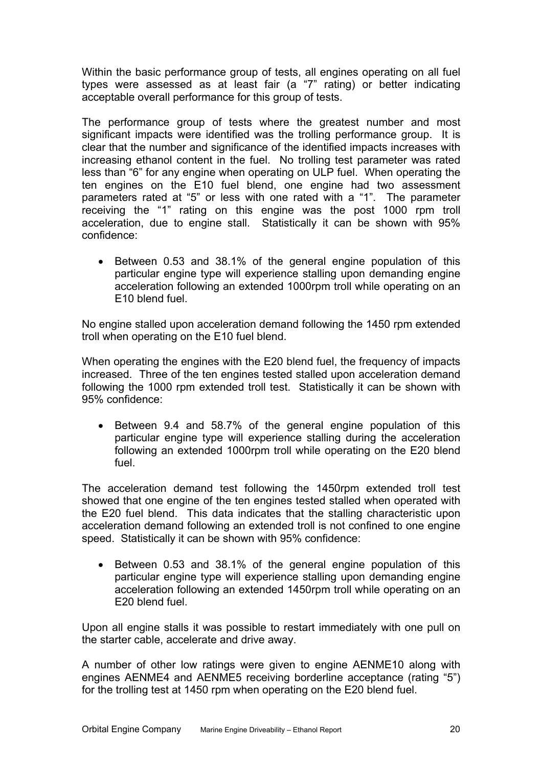Within the basic performance group of tests, all engines operating on all fuel types were assessed as at least fair (a "7" rating) or better indicating acceptable overall performance for this group of tests.

The performance group of tests where the greatest number and most significant impacts were identified was the trolling performance group. It is clear that the number and significance of the identified impacts increases with increasing ethanol content in the fuel. No trolling test parameter was rated less than "6" for any engine when operating on ULP fuel. When operating the ten engines on the E10 fuel blend, one engine had two assessment parameters rated at "5" or less with one rated with a "1". The parameter receiving the "1" rating on this engine was the post 1000 rpm troll acceleration, due to engine stall. Statistically it can be shown with 95% confidence:

- Between 0.53 and 38.1% of the general engine population of this particular engine type will experience stalling upon demanding engine acceleration following an extended 1000rpm troll while operating on an E10 blend fuel.

No engine stalled upon acceleration demand following the 1450 rpm extended troll when operating on the E10 fuel blend.

When operating the engines with the E20 blend fuel, the frequency of impacts increased. Three of the ten engines tested stalled upon acceleration demand following the 1000 rpm extended troll test. Statistically it can be shown with 95% confidence:

- Between 9.4 and 58.7% of the general engine population of this particular engine type will experience stalling during the acceleration following an extended 1000rpm troll while operating on the E20 blend fuel.

The acceleration demand test following the 1450rpm extended troll test showed that one engine of the ten engines tested stalled when operated with the E20 fuel blend. This data indicates that the stalling characteristic upon acceleration demand following an extended troll is not confined to one engine speed. Statistically it can be shown with 95% confidence:

- Between 0.53 and 38.1% of the general engine population of this particular engine type will experience stalling upon demanding engine acceleration following an extended 1450rpm troll while operating on an E20 blend fuel.

Upon all engine stalls it was possible to restart immediately with one pull on the starter cable, accelerate and drive away.

A number of other low ratings were given to engine AENME10 along with engines AENME4 and AENME5 receiving borderline acceptance (rating "5") for the trolling test at 1450 rpm when operating on the E20 blend fuel.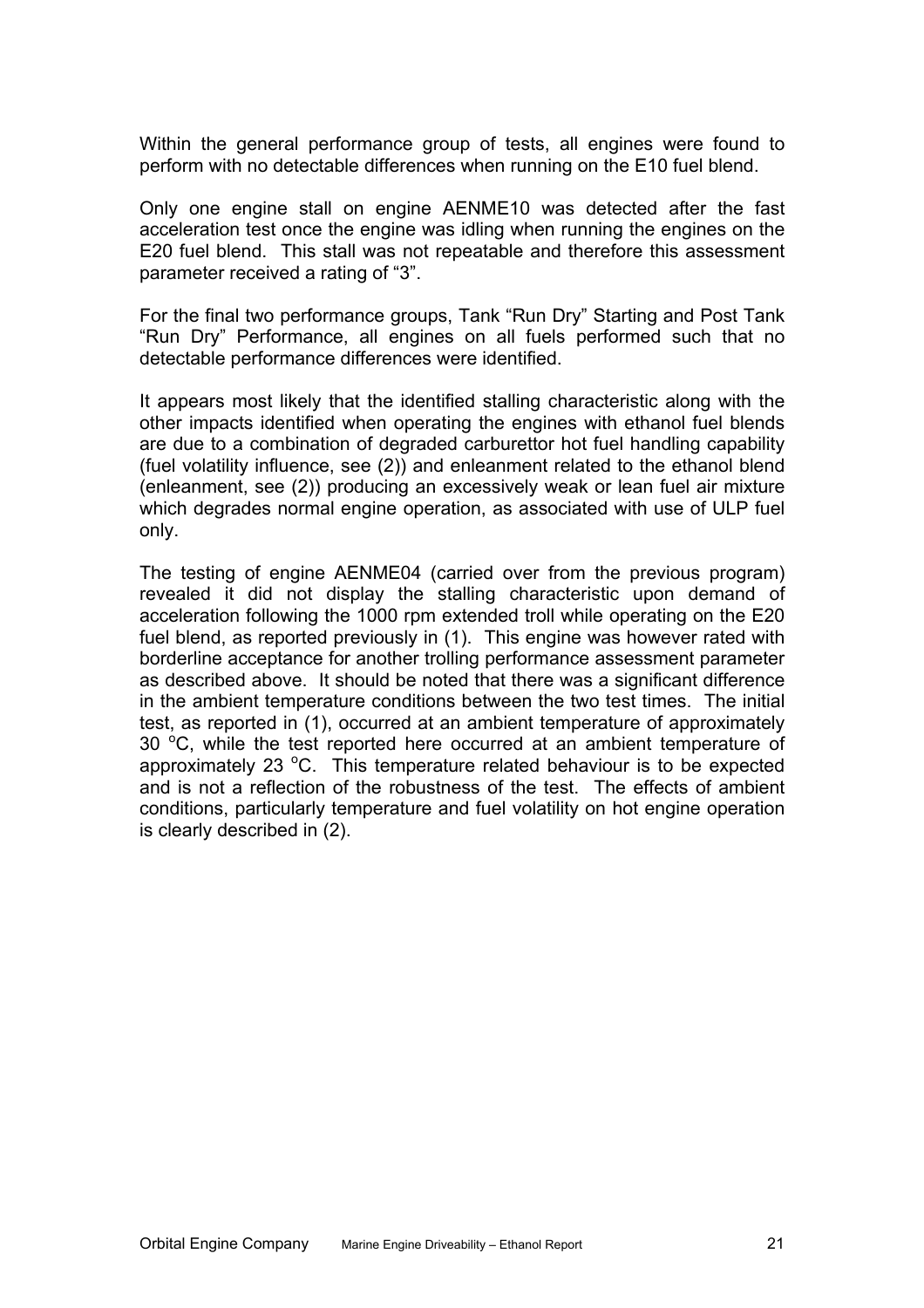Within the general performance group of tests, all engines were found to perform with no detectable differences when running on the E10 fuel blend.

Only one engine stall on engine AENME10 was detected after the fast acceleration test once the engine was idling when running the engines on the E20 fuel blend. This stall was not repeatable and therefore this assessment parameter received a rating of "3".

For the final two performance groups, Tank "Run Dry" Starting and Post Tank "Run Dry" Performance, all engines on all fuels performed such that no detectable performance differences were identified.

It appears most likely that the identified stalling characteristic along with the other impacts identified when operating the engines with ethanol fuel blends are due to a combination of degraded carburettor hot fuel handling capability (fuel volatility influence, see (2)) and enleanment related to the ethanol blend (enleanment, see (2)) producing an excessively weak or lean fuel air mixture which degrades normal engine operation, as associated with use of ULP fuel only.

The testing of engine AENME04 (carried over from the previous program) revealed it did not display the stalling characteristic upon demand of acceleration following the 1000 rpm extended troll while operating on the E20 fuel blend, as reported previously in (1). This engine was however rated with borderline acceptance for another trolling performance assessment parameter as described above. It should be noted that there was a significant difference in the ambient temperature conditions between the two test times. The initial test, as reported in (1), occurred at an ambient temperature of approximately 30 $^{o}$C, while the test reported here occurred at an ambient temperature of approximately 23 $^{o}$C. This temperature related behaviour is to be expected and is not a reflection of the robustness of the test. The effects of ambient conditions, particularly temperature and fuel volatility on hot engine operation is clearly described in (2).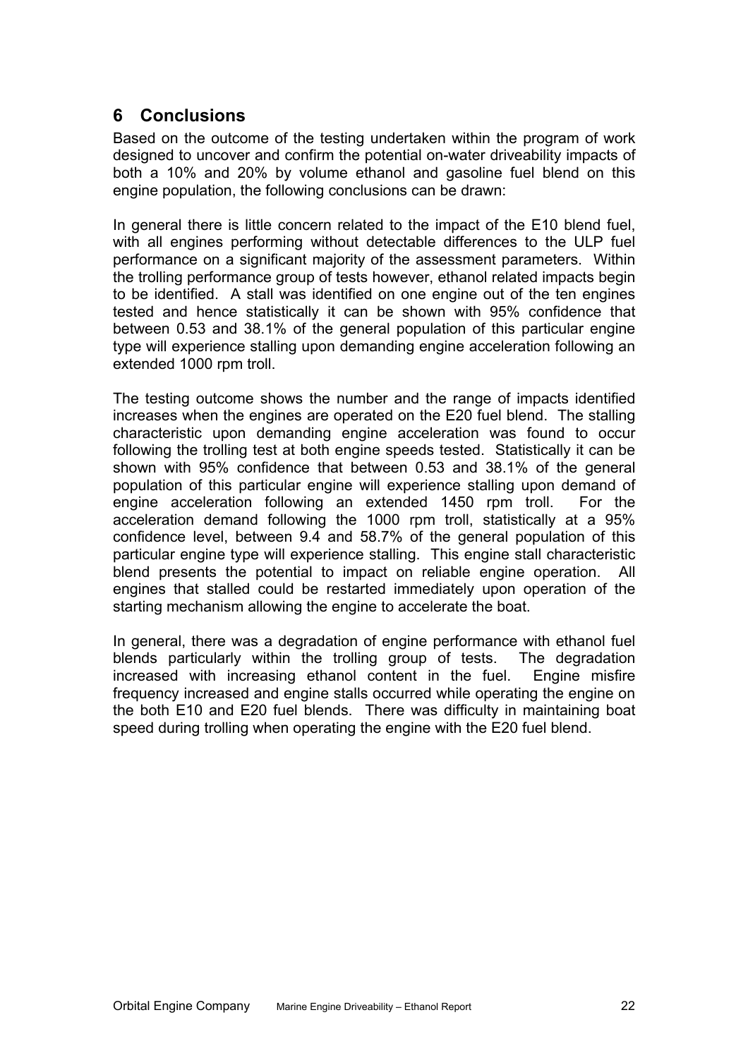## 6 Conclusions

Based on the outcome of the testing undertaken within the program of work designed to uncover and confirm the potential on-water driveability impacts of both a 10% and 20% by volume ethanol and gasoline fuel blend on this engine population, the following conclusions can be drawn:

In general there is little concern related to the impact of the E10 blend fuel, with all engines performing without detectable differences to the ULP fuel performance on a significant majority of the assessment parameters. Within the trolling performance group of tests however, ethanol related impacts begin to be identified. A stall was identified on one engine out of the ten engines tested and hence statistically it can be shown with 95% confidence that between 0.53 and 38.1% of the general population of this particular engine type will experience stalling upon demanding engine acceleration following an extended 1000 rpm troll.

The testing outcome shows the number and the range of impacts identified increases when the engines are operated on the E20 fuel blend. The stalling characteristic upon demanding engine acceleration was found to occur following the trolling test at both engine speeds tested. Statistically it can be shown with 95% confidence that between 0.53 and 38.1% of the general population of this particular engine will experience stalling upon demand of engine acceleration following an extended 1450 rpm troll. For the acceleration demand following the 1000 rpm troll, statistically at a 95% confidence level, between 9.4 and 58.7% of the general population of this particular engine type will experience stalling. This engine stall characteristic blend presents the potential to impact on reliable engine operation. All engines that stalled could be restarted immediately upon operation of the starting mechanism allowing the engine to accelerate the boat.

In general, there was a degradation of engine performance with ethanol fuel blends particularly within the trolling group of tests. The degradation increased with increasing ethanol content in the fuel. Engine misfire frequency increased and engine stalls occurred while operating the engine on the both E10 and E20 fuel blends. There was difficulty in maintaining boat speed during trolling when operating the engine with the E20 fuel blend.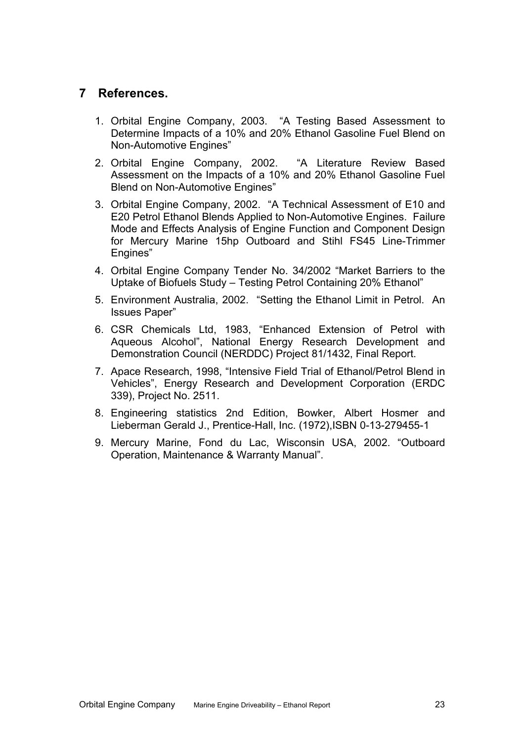# 7 References.

1. Orbital Engine Company, 2003. "A Testing Based Assessment to Determine Impacts of a 10% and 20% Ethanol Gasoline Fuel Blend on Non-Automotive Engines"
2. Orbital Engine Company, 2002. "A Literature Review Based Assessment on the Impacts of a 10% and 20% Ethanol Gasoline Fuel Blend on Non-Automotive Engines"
3. Orbital Engine Company, 2002. "A Technical Assessment of E10 and E20 Petrol Ethanol Blends Applied to Non-Automotive Engines. Failure Mode and Effects Analysis of Engine Function and Component Design for Mercury Marine 15hp Outboard and Stihl FS45 Line-Trimmer Engines"
4. Orbital Engine Company Tender No. 34/2002 "Market Barriers to the Uptake of Biofuels Study – Testing Petrol Containing 20% Ethanol"
5. Environment Australia, 2002. "Setting the Ethanol Limit in Petrol. An Issues Paper"
6. CSR Chemicals Ltd, 1983, "Enhanced Extension of Petrol with Aqueous Alcohol", National Energy Research Development and Demonstration Council (NERDDC) Project 81/1432, Final Report.
7. Apace Research, 1998, "Intensive Field Trial of Ethanol/Petrol Blend in Vehicles", Energy Research and Development Corporation (ERDC 339), Project No. 2511.
8. Engineering statistics 2nd Edition, Bowker, Albert Hosmer and Lieberman Gerald J., Prentice-Hall, Inc. (1972),ISBN 0-13-279455-1
9. Mercury Marine, Fond du Lac, Wisconsin USA, 2002. "Outboard Operation, Maintenance & Warranty Manual".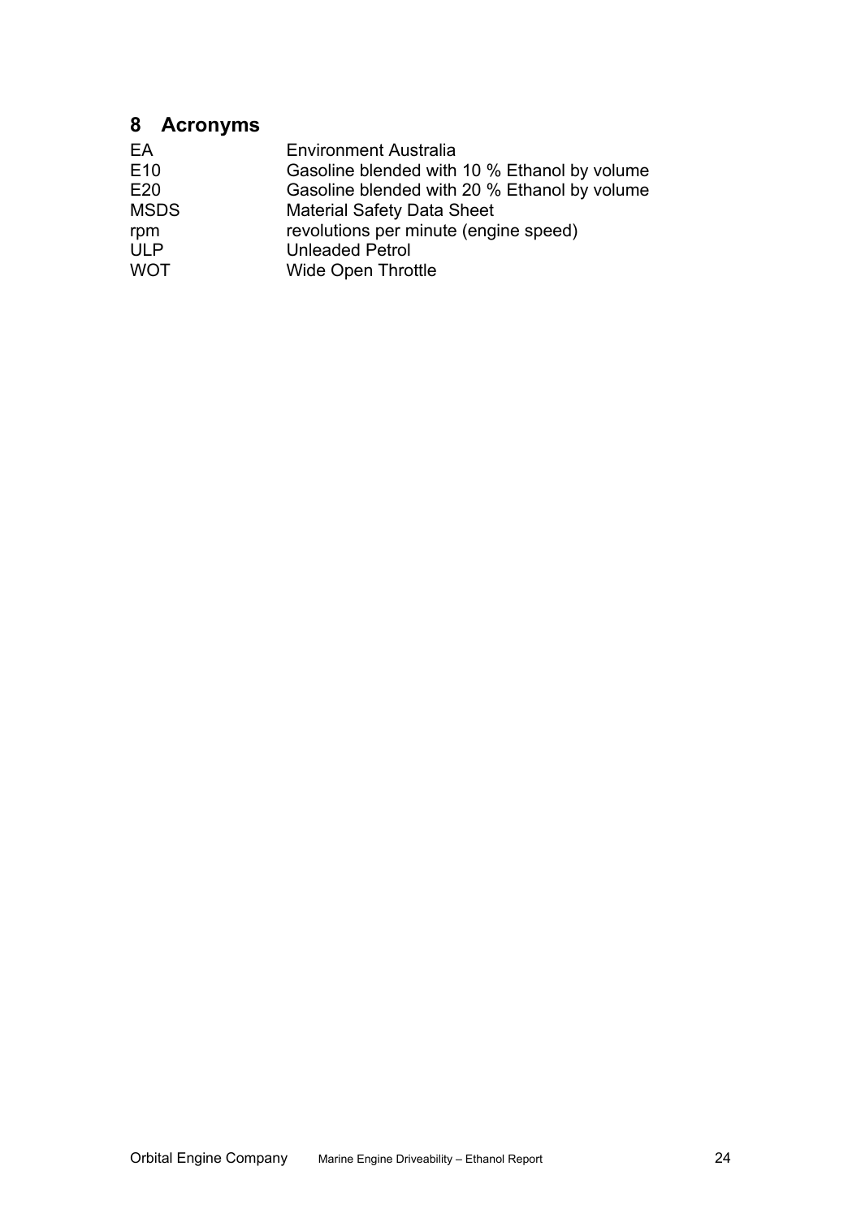# 8 Acronyms

| | |
|---|---|
| EA | Environment Australia |
| E10 | Gasoline blended with 10 % Ethanol by volume |
| E20 | Gasoline blended with 20 % Ethanol by volume |
| MSDS | Material Safety Data Sheet |
| rpm | revolutions per minute (engine speed) |
| ULP | Unleaded Petrol |
| WOT | Wide Open Throttle |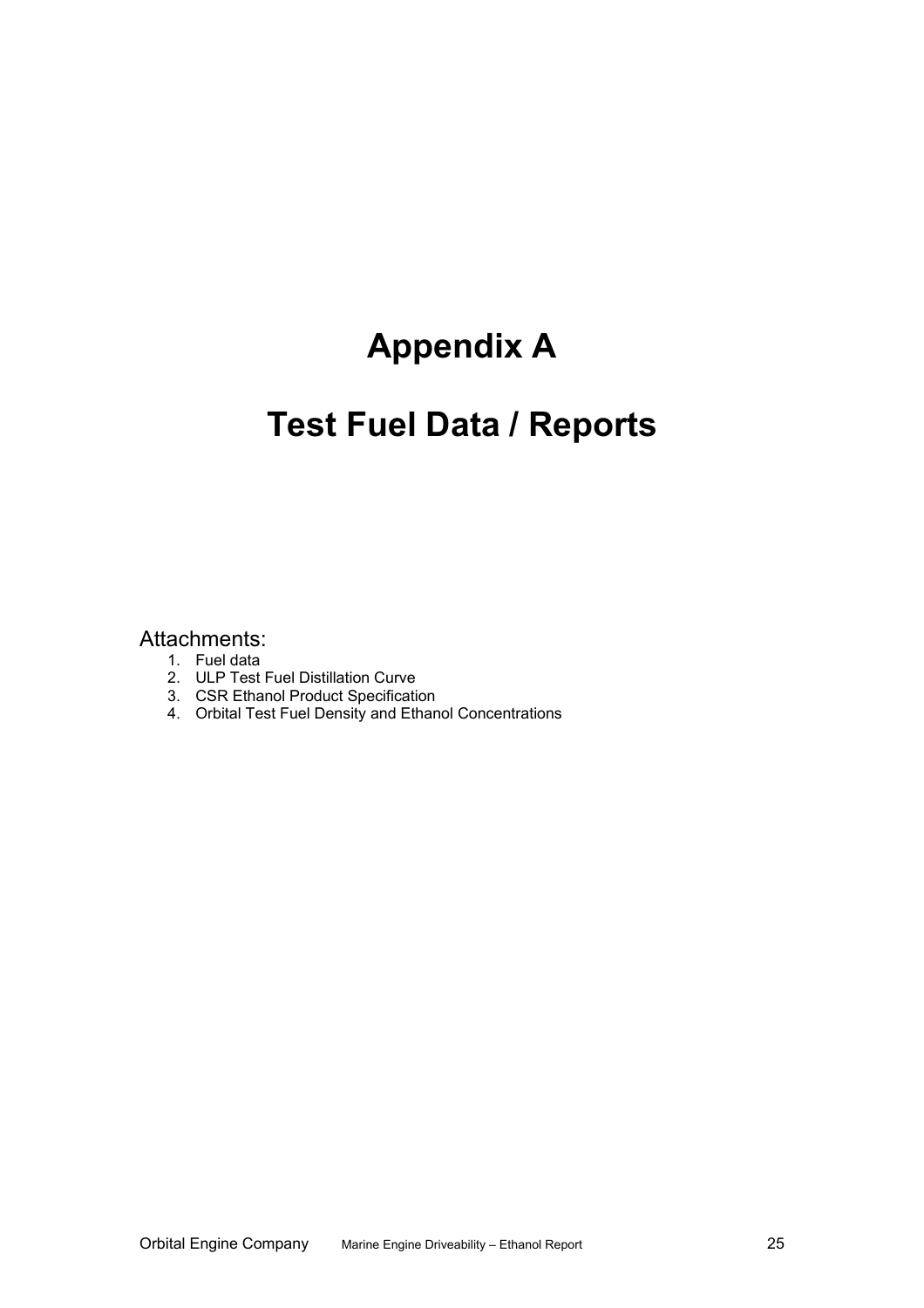# Appendix A

# Test Fuel Data / Reports

Attachments:

1. Fuel data
2. ULP Test Fuel Distillation Curve
3. CSR Ethanol Product Specification
4. Orbital Test Fuel Density and Ethanol Concentrations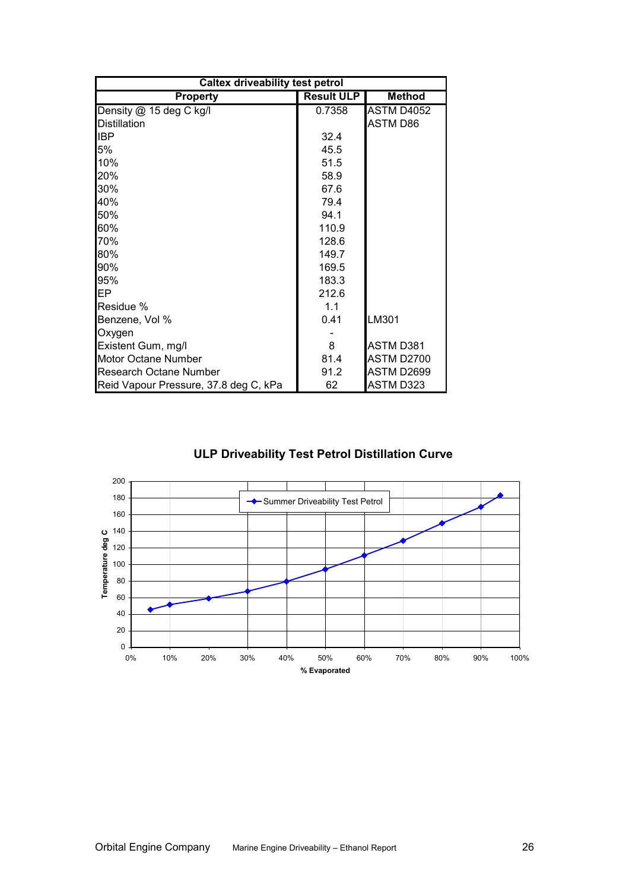| Caltex driveability test petrol | | |
|---|---|---|
| **Property** | **Result ULP** | **Method** |
| Density @ 15 deg C kg/l | 0.7358 | ASTM D4052 |
| Distillation | | ASTM D86 |
| IBP | 32.4 | |
| 5% | 45.5 | |
| 10% | 51.5 | |
| 20% | 58.9 | |
| 30% | 67.6 | |
| 40% | 79.4 | |
| 50% | 94.1 | |
| 60% | 110.9 | |
| 70% | 128.6 | |
| 80% | 149.7 | |
| 90% | 169.5 | |
| 95% | 183.3 | |
| EP | 212.6 | |
| Residue % | 1.1 | |
| Benzene, Vol % | 0.41 | LM301 |
| Oxygen | - | |
| Existent Gum, mg/l | 8 | ASTM D381 |
| Motor Octane Number | 81.4 | ASTM D2700 |
| Research Octane Number | 91.2 | ASTM D2699 |
| Reid Vapour Pressure, 37.8 deg C, kPa | 62 | ASTM D323 |

**ULP Driveability Test Petrol Distillation Curve**

| % Evaporated | Temperature deg C (Summer Driveability Test Petrol) |
|---|---|
| 5% | 45.5 |
| 10% | 51.5 |
| 20% | 58.9 |
| 30% | 67.6 |
| 40% | 79.4 |
| 50% | 94.1 |
| 60% | 110.9 |
| 70% | 128.6 |
| 80% | 149.7 |
| 90% | 169.5 |
| 95% | 183.3 |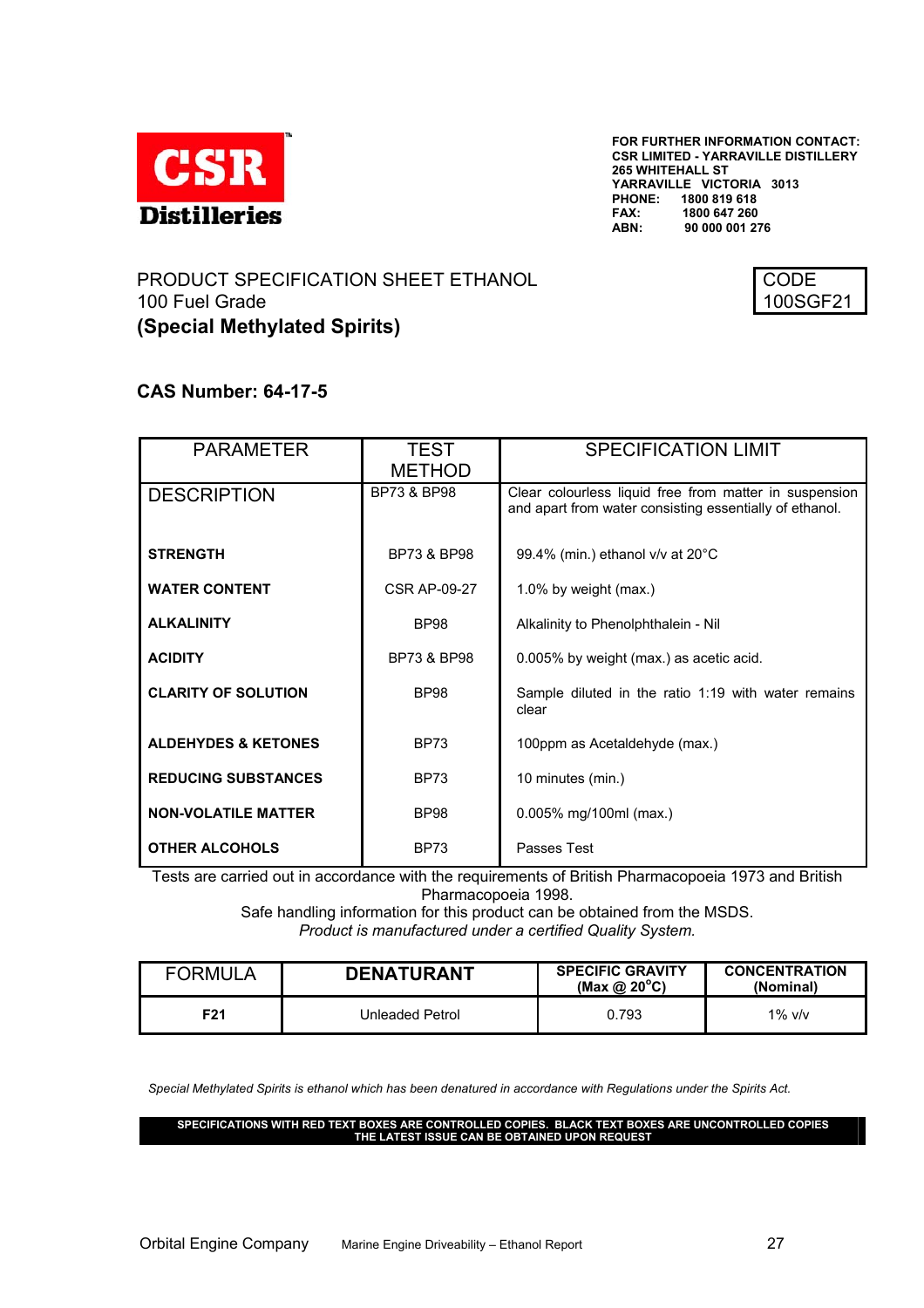**CSR Distilleries**

**FOR FURTHER INFORMATION CONTACT:**
**CSR LIMITED - YARRAVILLE DISTILLERY**
**265 WHITEHALL ST**
**YARRAVILLE VICTORIA 3013**
**PHONE: 1800 819 618**
**FAX: 1800 647 260**
**ABN: 90 000 001 276**

PRODUCT SPECIFICATION SHEET ETHANOL
100 Fuel Grade
**(Special Methylated Spirits)**

CODE
100SGF21

**CAS Number: 64-17-5**

| PARAMETER | TEST METHOD | SPECIFICATION LIMIT |
|---|---|---|
| DESCRIPTION | BP73 & BP98 | Clear colourless liquid free from matter in suspension and apart from water consisting essentially of ethanol. |
| **STRENGTH** | BP73 & BP98 | 99.4% (min.) ethanol v/v at 20°C |
| **WATER CONTENT** | CSR AP-09-27 | 1.0% by weight (max.) |
| **ALKALINITY** | BP98 | Alkalinity to Phenolphthalein - Nil |
| **ACIDITY** | BP73 & BP98 | 0.005% by weight (max.) as acetic acid. |
| **CLARITY OF SOLUTION** | BP98 | Sample diluted in the ratio 1:19 with water remains clear |
| **ALDEHYDES & KETONES** | BP73 | 100ppm as Acetaldehyde (max.) |
| **REDUCING SUBSTANCES** | BP73 | 10 minutes (min.) |
| **NON-VOLATILE MATTER** | BP98 | 0.005% mg/100ml (max.) |
| **OTHER ALCOHOLS** | BP73 | Passes Test |

Tests are carried out in accordance with the requirements of British Pharmacopoeia 1973 and British Pharmacopoeia 1998.
Safe handling information for this product can be obtained from the MSDS.
*Product is manufactured under a certified Quality System.*

| FORMULA | **DENATURANT** | **SPECIFIC GRAVITY (Max @ 20°C)** | **CONCENTRATION (Nominal)** |
|---|---|---|---|
| **F21** | Unleaded Petrol | 0.793 | 1% v/v |

*Special Methylated Spirits is ethanol which has been denatured in accordance with Regulations under the Spirits Act.*

**SPECIFICATIONS WITH RED TEXT BOXES ARE CONTROLLED COPIES. BLACK TEXT BOXES ARE UNCONTROLLED COPIES**
**THE LATEST ISSUE CAN BE OBTAINED UPON REQUEST**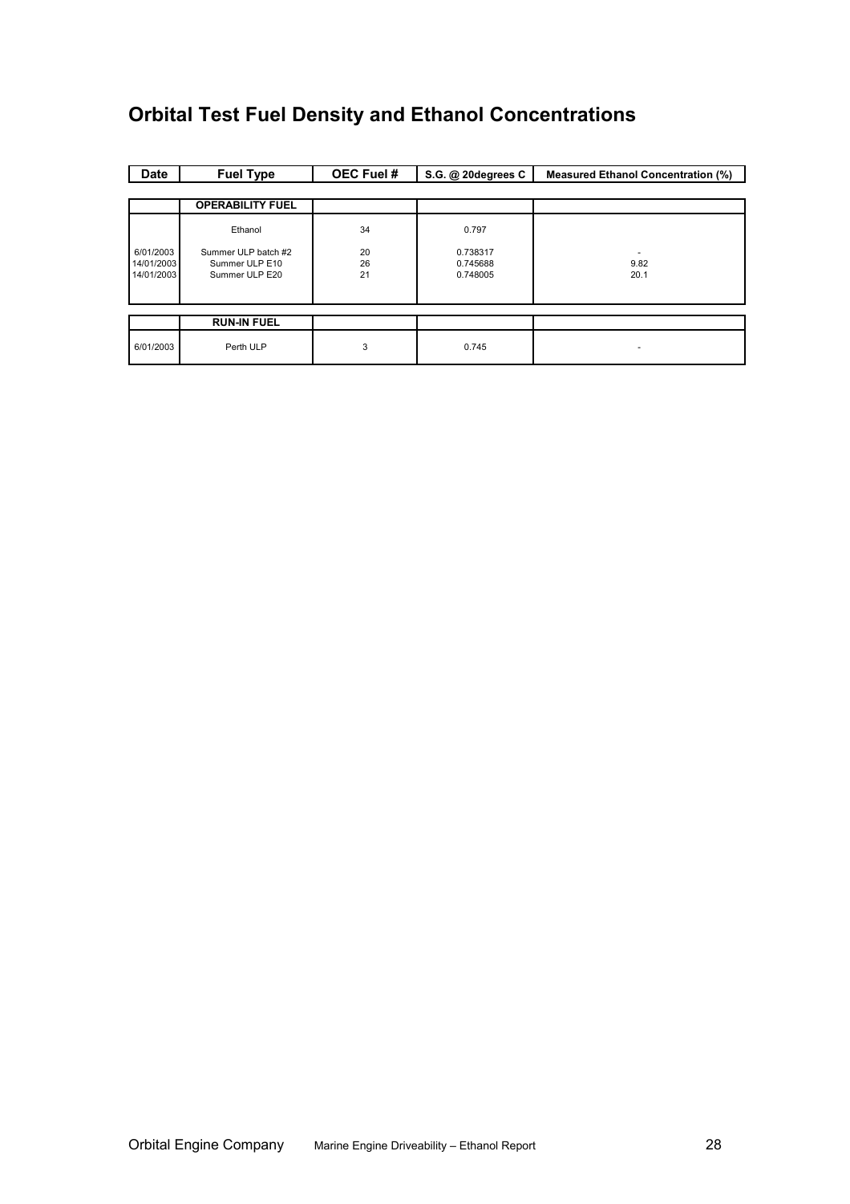# Orbital Test Fuel Density and Ethanol Concentrations

| Date | Fuel Type | OEC Fuel # | S.G. @ 20degrees C | Measured Ethanol Concentration (%) |
|---|---|---|---|---|
| | **OPERABILITY FUEL** | | | |
| | Ethanol | 34 | 0.797 | |
| 6/01/2003 | Summer ULP batch #2 | 20 | 0.738317 | - |
| 14/01/2003 | Summer ULP E10 | 26 | 0.745688 | 9.82 |
| 14/01/2003 | Summer ULP E20 | 21 | 0.748005 | 20.1 |
| | **RUN-IN FUEL** | | | |
| 6/01/2003 | Perth ULP | 3 | 0.745 | - |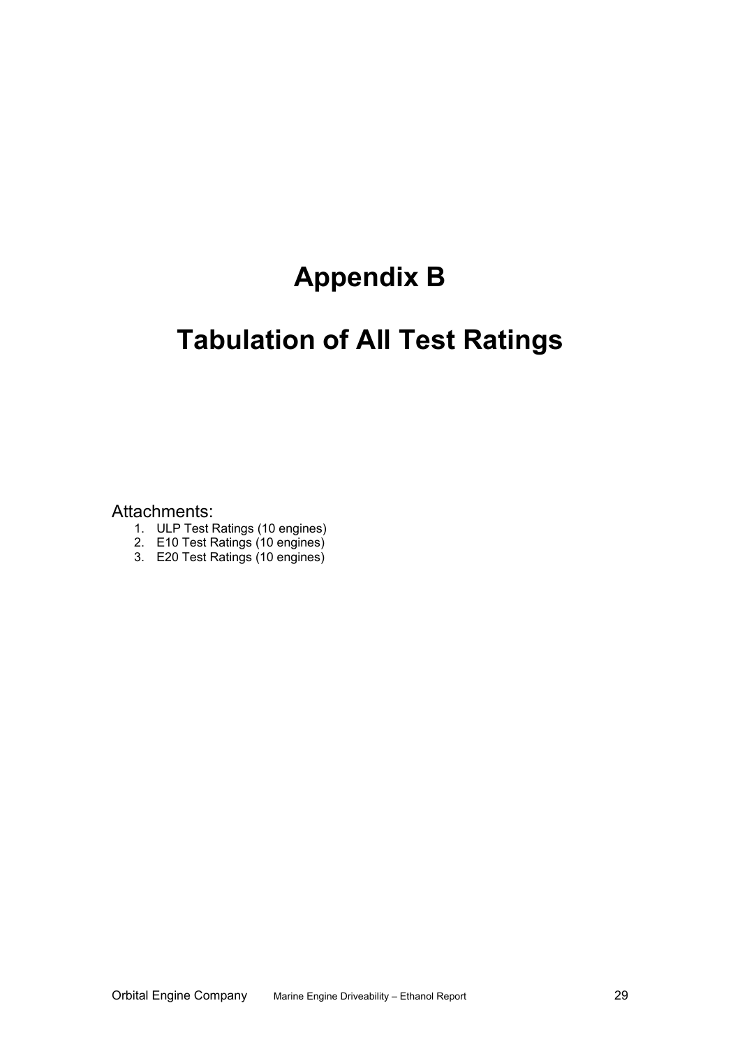# Appendix B

# Tabulation of All Test Ratings

Attachments:

1. ULP Test Ratings (10 engines)
2. E10 Test Ratings (10 engines)
3. E20 Test Ratings (10 engines)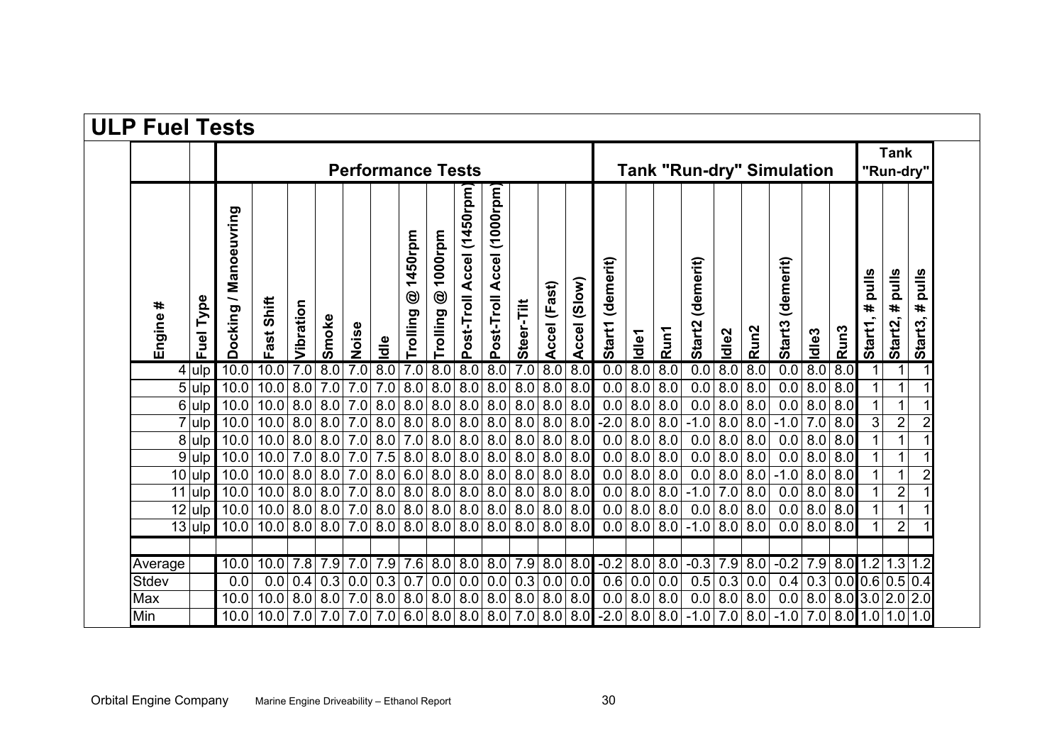## ULP Fuel Tests

| Engine # | Fuel Type | Performance Tests | | | | | | | | | | | | | Tank "Run-dry" Simulation | | | | | | | | | Tank "Run-dry" | | |
|---|---|---|---|---|---|---|---|---|---|---|---|---|---|---|---|---|---|---|---|---|---|---|---|---|---|---|
| | | Docking / Manoeuvring | Fast Shift | Vibration | Smoke | Noise | Idle | Trolling @ 1450rpm | Trolling @ 1000rpm | Post-Troll Accel (1450rpm) | Post-Troll Accel (1000rpm) | Steer-Tilt | Accel (Fast) | Accel (Slow) | Start1 (demerit) | Idle1 | Run1 | Start2 (demerit) | Idle2 | Run2 | Start3 (demerit) | Idle3 | Run3 | Start1, # pulls | Start2, # pulls | Start3, # pulls |
| 4 | ulp | 10.0 | 10.0 | 7.0 | 8.0 | 7.0 | 8.0 | 7.0 | 8.0 | 8.0 | 8.0 | 7.0 | 8.0 | 8.0 | 0.0 | 8.0 | 8.0 | 0.0 | 8.0 | 8.0 | 0.0 | 8.0 | 8.0 | 1 | 1 | 1 |
| 5 | ulp | 10.0 | 10.0 | 8.0 | 7.0 | 7.0 | 7.0 | 8.0 | 8.0 | 8.0 | 8.0 | 8.0 | 8.0 | 8.0 | 0.0 | 8.0 | 8.0 | 0.0 | 8.0 | 8.0 | 0.0 | 8.0 | 8.0 | 1 | 1 | 1 |
| 6 | ulp | 10.0 | 10.0 | 8.0 | 8.0 | 7.0 | 8.0 | 8.0 | 8.0 | 8.0 | 8.0 | 8.0 | 8.0 | 8.0 | 0.0 | 8.0 | 8.0 | 0.0 | 8.0 | 8.0 | 0.0 | 8.0 | 8.0 | 1 | 1 | 1 |
| 7 | ulp | 10.0 | 10.0 | 8.0 | 8.0 | 7.0 | 8.0 | 8.0 | 8.0 | 8.0 | 8.0 | 8.0 | 8.0 | 8.0 | -2.0 | 8.0 | 8.0 | -1.0 | 8.0 | 8.0 | -1.0 | 7.0 | 8.0 | 3 | 2 | 2 |
| 8 | ulp | 10.0 | 10.0 | 8.0 | 8.0 | 7.0 | 8.0 | 7.0 | 8.0 | 8.0 | 8.0 | 8.0 | 8.0 | 8.0 | 0.0 | 8.0 | 8.0 | 0.0 | 8.0 | 8.0 | 0.0 | 8.0 | 8.0 | 1 | 1 | 1 |
| 9 | ulp | 10.0 | 10.0 | 7.0 | 8.0 | 7.0 | 7.5 | 8.0 | 8.0 | 8.0 | 8.0 | 8.0 | 8.0 | 8.0 | 0.0 | 8.0 | 8.0 | 0.0 | 8.0 | 8.0 | 0.0 | 8.0 | 8.0 | 1 | 1 | 1 |
| 10 | ulp | 10.0 | 10.0 | 8.0 | 8.0 | 7.0 | 8.0 | 6.0 | 8.0 | 8.0 | 8.0 | 8.0 | 8.0 | 8.0 | 0.0 | 8.0 | 8.0 | 0.0 | 8.0 | 8.0 | -1.0 | 8.0 | 8.0 | 1 | 1 | 2 |
| 11 | ulp | 10.0 | 10.0 | 8.0 | 8.0 | 7.0 | 8.0 | 8.0 | 8.0 | 8.0 | 8.0 | 8.0 | 8.0 | 8.0 | 0.0 | 8.0 | 8.0 | -1.0 | 7.0 | 8.0 | 0.0 | 8.0 | 8.0 | 1 | 2 | 1 |
| 12 | ulp | 10.0 | 10.0 | 8.0 | 8.0 | 7.0 | 8.0 | 8.0 | 8.0 | 8.0 | 8.0 | 8.0 | 8.0 | 8.0 | 0.0 | 8.0 | 8.0 | 0.0 | 8.0 | 8.0 | 0.0 | 8.0 | 8.0 | 1 | 1 | 1 |
| 13 | ulp | 10.0 | 10.0 | 8.0 | 8.0 | 7.0 | 8.0 | 8.0 | 8.0 | 8.0 | 8.0 | 8.0 | 8.0 | 8.0 | 0.0 | 8.0 | 8.0 | -1.0 | 8.0 | 8.0 | 0.0 | 8.0 | 8.0 | 1 | 2 | 1 |
| | | | | | | | | | | | | | | | | | | | | | | | | | | |
| Average | | 10.0 | 10.0 | 7.8 | 7.9 | 7.0 | 7.9 | 7.6 | 8.0 | 8.0 | 8.0 | 7.9 | 8.0 | 8.0 | -0.2 | 8.0 | 8.0 | -0.3 | 7.9 | 8.0 | -0.2 | 7.9 | 8.0 | 1.2 | 1.3 | 1.2 |
| Stdev | | 0.0 | 0.0 | 0.4 | 0.3 | 0.0 | 0.3 | 0.7 | 0.0 | 0.0 | 0.0 | 0.3 | 0.0 | 0.0 | 0.6 | 0.0 | 0.0 | 0.5 | 0.3 | 0.0 | 0.4 | 0.3 | 0.0 | 0.6 | 0.5 | 0.4 |
| Max | | 10.0 | 10.0 | 8.0 | 8.0 | 7.0 | 8.0 | 8.0 | 8.0 | 8.0 | 8.0 | 8.0 | 8.0 | 8.0 | 0.0 | 8.0 | 8.0 | 0.0 | 8.0 | 8.0 | 0.0 | 8.0 | 8.0 | 3.0 | 2.0 | 2.0 |
| Min | | 10.0 | 10.0 | 7.0 | 7.0 | 7.0 | 7.0 | 6.0 | 8.0 | 8.0 | 8.0 | 7.0 | 8.0 | 8.0 | -2.0 | 8.0 | 8.0 | -1.0 | 7.0 | 8.0 | -1.0 | 7.0 | 8.0 | 1.0 | 1.0 | 1.0 |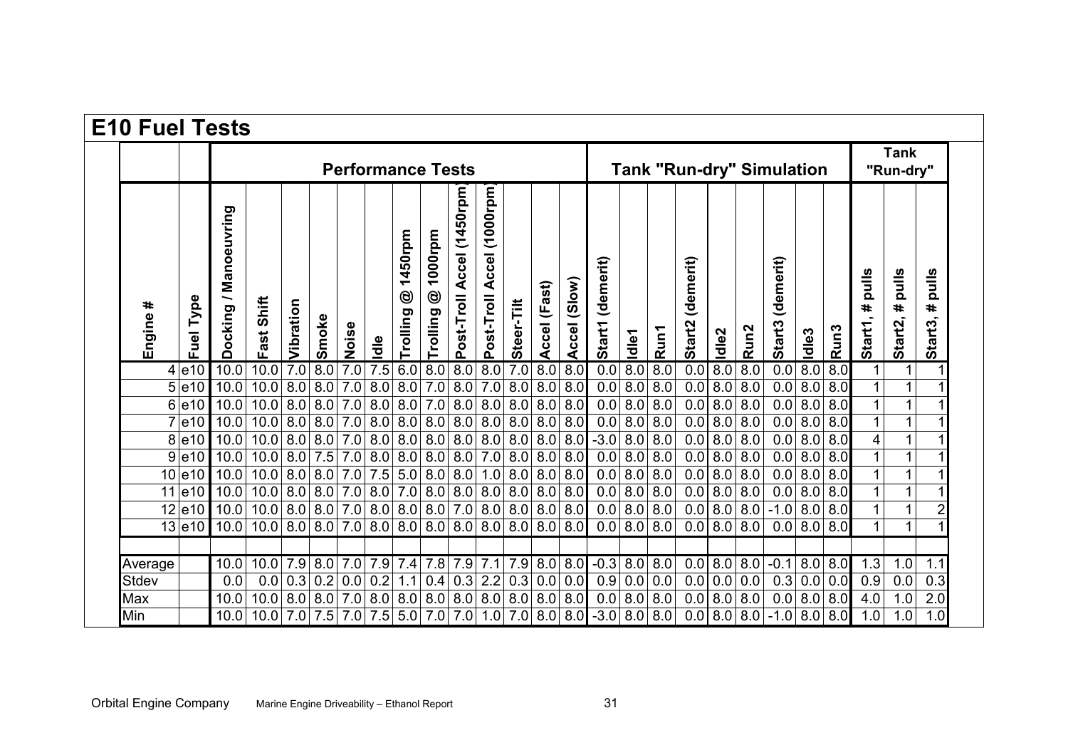## E10 Fuel Tests

| | | Performance Tests | | | | | | | | | | | | | Tank "Run-dry" Simulation | | | | | | | | | Tank "Run-dry" | | |
|---|---|---|---|---|---|---|---|---|---|---|---|---|---|---|---|---|---|---|---|---|---|---|---|---|---|---|
| Engine # | Fuel Type | Docking / Manoeuvring | Fast Shift | Vibration | Smoke | Noise | Idle | Trolling @ 1450rpm | Trolling @ 1000rpm | Post-Troll Accel (1450rpm) | Post-Troll Accel (1000rpm) | Steer-Tilt | Accel (Fast) | Accel (Slow) | Start1 (demerit) | Idle1 | Run1 | Start2 (demerit) | Idle2 | Run2 | Start3 (demerit) | Idle3 | Run3 | Start1, # pulls | Start2, # pulls | Start3, # pulls |
| 4 | e10 | 10.0 | 10.0 | 7.0 | 8.0 | 7.0 | 7.5 | 6.0 | 8.0 | 8.0 | 8.0 | 7.0 | 8.0 | 8.0 | 0.0 | 8.0 | 8.0 | 0.0 | 8.0 | 8.0 | 0.0 | 8.0 | 8.0 | 1 | 1 | 1 |
| 5 | e10 | 10.0 | 10.0 | 8.0 | 8.0 | 7.0 | 8.0 | 8.0 | 7.0 | 8.0 | 7.0 | 8.0 | 8.0 | 8.0 | 0.0 | 8.0 | 8.0 | 0.0 | 8.0 | 8.0 | 0.0 | 8.0 | 8.0 | 1 | 1 | 1 |
| 6 | e10 | 10.0 | 10.0 | 8.0 | 8.0 | 7.0 | 8.0 | 8.0 | 7.0 | 8.0 | 8.0 | 8.0 | 8.0 | 8.0 | 0.0 | 8.0 | 8.0 | 0.0 | 8.0 | 8.0 | 0.0 | 8.0 | 8.0 | 1 | 1 | 1 |
| 7 | e10 | 10.0 | 10.0 | 8.0 | 8.0 | 7.0 | 8.0 | 8.0 | 8.0 | 8.0 | 8.0 | 8.0 | 8.0 | 8.0 | 0.0 | 8.0 | 8.0 | 0.0 | 8.0 | 8.0 | 0.0 | 8.0 | 8.0 | 1 | 1 | 1 |
| 8 | e10 | 10.0 | 10.0 | 8.0 | 8.0 | 7.0 | 8.0 | 8.0 | 8.0 | 8.0 | 8.0 | 8.0 | 8.0 | 8.0 | -3.0 | 8.0 | 8.0 | 0.0 | 8.0 | 8.0 | 0.0 | 8.0 | 8.0 | 4 | 1 | 1 |
| 9 | e10 | 10.0 | 10.0 | 8.0 | 7.5 | 7.0 | 8.0 | 8.0 | 8.0 | 8.0 | 7.0 | 8.0 | 8.0 | 8.0 | 0.0 | 8.0 | 8.0 | 0.0 | 8.0 | 8.0 | 0.0 | 8.0 | 8.0 | 1 | 1 | 1 |
| 10 | e10 | 10.0 | 10.0 | 8.0 | 8.0 | 7.0 | 7.5 | 5.0 | 8.0 | 8.0 | 1.0 | 8.0 | 8.0 | 8.0 | 0.0 | 8.0 | 8.0 | 0.0 | 8.0 | 8.0 | 0.0 | 8.0 | 8.0 | 1 | 1 | 1 |
| 11 | e10 | 10.0 | 10.0 | 8.0 | 8.0 | 7.0 | 8.0 | 7.0 | 8.0 | 8.0 | 8.0 | 8.0 | 8.0 | 8.0 | 0.0 | 8.0 | 8.0 | 0.0 | 8.0 | 8.0 | 0.0 | 8.0 | 8.0 | 1 | 1 | 1 |
| 12 | e10 | 10.0 | 10.0 | 8.0 | 8.0 | 7.0 | 8.0 | 8.0 | 8.0 | 7.0 | 8.0 | 8.0 | 8.0 | 8.0 | 0.0 | 8.0 | 8.0 | 0.0 | 8.0 | 8.0 | -1.0 | 8.0 | 8.0 | 1 | 1 | 2 |
| 13 | e10 | 10.0 | 10.0 | 8.0 | 8.0 | 7.0 | 8.0 | 8.0 | 8.0 | 8.0 | 8.0 | 8.0 | 8.0 | 8.0 | 0.0 | 8.0 | 8.0 | 0.0 | 8.0 | 8.0 | 0.0 | 8.0 | 8.0 | 1 | 1 | 1 |
| | | | | | | | | | | | | | | | | | | | | | | | | | | |
| Average | | 10.0 | 10.0 | 7.9 | 8.0 | 7.0 | 7.9 | 7.4 | 7.8 | 7.9 | 7.1 | 7.9 | 8.0 | 8.0 | -0.3 | 8.0 | 8.0 | 0.0 | 8.0 | 8.0 | -0.1 | 8.0 | 8.0 | 1.3 | 1.0 | 1.1 |
| Stdev | | 0.0 | 0.0 | 0.3 | 0.2 | 0.0 | 0.2 | 1.1 | 0.4 | 0.3 | 2.2 | 0.3 | 0.0 | 0.0 | 0.9 | 0.0 | 0.0 | 0.0 | 0.0 | 0.0 | 0.3 | 0.0 | 0.0 | 0.9 | 0.0 | 0.3 |
| Max | | 10.0 | 10.0 | 8.0 | 8.0 | 7.0 | 8.0 | 8.0 | 8.0 | 8.0 | 8.0 | 8.0 | 8.0 | 8.0 | 0.0 | 8.0 | 8.0 | 0.0 | 8.0 | 8.0 | 0.0 | 8.0 | 8.0 | 4.0 | 1.0 | 2.0 |
| Min | | 10.0 | 10.0 | 7.0 | 7.5 | 7.0 | 7.5 | 5.0 | 7.0 | 7.0 | 1.0 | 7.0 | 8.0 | 8.0 | -3.0 | 8.0 | 8.0 | 0.0 | 8.0 | 8.0 | -1.0 | 8.0 | 8.0 | 1.0 | 1.0 | 1.0 |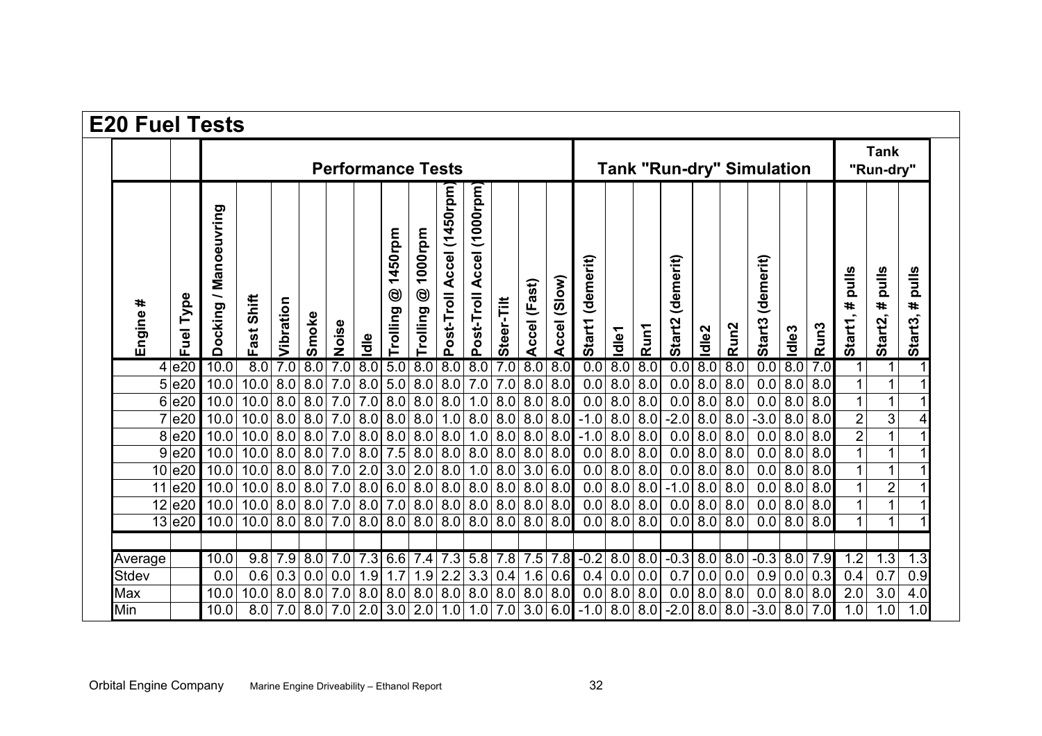## E20 Fuel Tests

| | | Performance Tests | | | | | | | | | | | | | Tank "Run-dry" Simulation | | | | | | | | | Tank "Run-dry" | | |
|---|---|---|---|---|---|---|---|---|---|---|---|---|---|---|---|---|---|---|---|---|---|---|---|---|---|---|
| Engine # | Fuel Type | Docking / Manoeuvring | Fast Shift | Vibration | Smoke | Noise | Idle | Trolling @ 1450rpm | Trolling @ 1000rpm | Post-Troll Accel (1450rpm) | Post-Troll Accel (1000rpm) | Steer-Tilt | Accel (Fast) | Accel (Slow) | Start1 (demerit) | Idle1 | Run1 | Start2 (demerit) | Idle2 | Run2 | Start3 (demerit) | Idle3 | Run3 | Start1, # pulls | Start2, # pulls | Start3, # pulls |
| 4 | e20 | 10.0 | 8.0 | 7.0 | 8.0 | 7.0 | 8.0 | 5.0 | 8.0 | 8.0 | 8.0 | 7.0 | 8.0 | 8.0 | 0.0 | 8.0 | 8.0 | 0.0 | 8.0 | 8.0 | 0.0 | 8.0 | 7.0 | 1 | 1 | 1 |
| 5 | e20 | 10.0 | 10.0 | 8.0 | 8.0 | 7.0 | 8.0 | 5.0 | 8.0 | 8.0 | 7.0 | 7.0 | 8.0 | 8.0 | 0.0 | 8.0 | 8.0 | 0.0 | 8.0 | 8.0 | 0.0 | 8.0 | 8.0 | 1 | 1 | 1 |
| 6 | e20 | 10.0 | 10.0 | 8.0 | 8.0 | 7.0 | 7.0 | 8.0 | 8.0 | 8.0 | 1.0 | 8.0 | 8.0 | 8.0 | 0.0 | 8.0 | 8.0 | 0.0 | 8.0 | 8.0 | 0.0 | 8.0 | 8.0 | 1 | 1 | 1 |
| 7 | e20 | 10.0 | 10.0 | 8.0 | 8.0 | 7.0 | 8.0 | 8.0 | 8.0 | 1.0 | 8.0 | 8.0 | 8.0 | 8.0 | -1.0 | 8.0 | 8.0 | -2.0 | 8.0 | 8.0 | -3.0 | 8.0 | 8.0 | 2 | 3 | 4 |
| 8 | e20 | 10.0 | 10.0 | 8.0 | 8.0 | 7.0 | 8.0 | 8.0 | 8.0 | 8.0 | 1.0 | 8.0 | 8.0 | 8.0 | -1.0 | 8.0 | 8.0 | 0.0 | 8.0 | 8.0 | 0.0 | 8.0 | 8.0 | 2 | 1 | 1 |
| 9 | e20 | 10.0 | 10.0 | 8.0 | 8.0 | 7.0 | 8.0 | 7.5 | 8.0 | 8.0 | 8.0 | 8.0 | 8.0 | 8.0 | 0.0 | 8.0 | 8.0 | 0.0 | 8.0 | 8.0 | 0.0 | 8.0 | 8.0 | 1 | 1 | 1 |
| 10 | e20 | 10.0 | 10.0 | 8.0 | 8.0 | 7.0 | 2.0 | 3.0 | 2.0 | 8.0 | 1.0 | 8.0 | 3.0 | 6.0 | 0.0 | 8.0 | 8.0 | 0.0 | 8.0 | 8.0 | 0.0 | 8.0 | 8.0 | 1 | 1 | 1 |
| 11 | e20 | 10.0 | 10.0 | 8.0 | 8.0 | 7.0 | 8.0 | 6.0 | 8.0 | 8.0 | 8.0 | 8.0 | 8.0 | 8.0 | 0.0 | 8.0 | 8.0 | -1.0 | 8.0 | 8.0 | 0.0 | 8.0 | 8.0 | 1 | 2 | 1 |
| 12 | e20 | 10.0 | 10.0 | 8.0 | 8.0 | 7.0 | 8.0 | 7.0 | 8.0 | 8.0 | 8.0 | 8.0 | 8.0 | 8.0 | 0.0 | 8.0 | 8.0 | 0.0 | 8.0 | 8.0 | 0.0 | 8.0 | 8.0 | 1 | 1 | 1 |
| 13 | e20 | 10.0 | 10.0 | 8.0 | 8.0 | 7.0 | 8.0 | 8.0 | 8.0 | 8.0 | 8.0 | 8.0 | 8.0 | 8.0 | 0.0 | 8.0 | 8.0 | 0.0 | 8.0 | 8.0 | 0.0 | 8.0 | 8.0 | 1 | 1 | 1 |
| | | | | | | | | | | | | | | | | | | | | | | | | | | |
| Average | | 10.0 | 9.8 | 7.9 | 8.0 | 7.0 | 7.3 | 6.6 | 7.4 | 7.3 | 5.8 | 7.8 | 7.5 | 7.8 | -0.2 | 8.0 | 8.0 | -0.3 | 8.0 | 8.0 | -0.3 | 8.0 | 7.9 | 1.2 | 1.3 | 1.3 |
| Stdev | | 0.0 | 0.6 | 0.3 | 0.0 | 0.0 | 1.9 | 1.7 | 1.9 | 2.2 | 3.3 | 0.4 | 1.6 | 0.6 | 0.4 | 0.0 | 0.0 | 0.7 | 0.0 | 0.0 | 0.9 | 0.0 | 0.3 | 0.4 | 0.7 | 0.9 |
| Max | | 10.0 | 10.0 | 8.0 | 8.0 | 7.0 | 8.0 | 8.0 | 8.0 | 8.0 | 8.0 | 8.0 | 8.0 | 8.0 | 0.0 | 8.0 | 8.0 | 0.0 | 8.0 | 8.0 | 0.0 | 8.0 | 8.0 | 2.0 | 3.0 | 4.0 |
| Min | | 10.0 | 8.0 | 7.0 | 8.0 | 7.0 | 2.0 | 3.0 | 2.0 | 1.0 | 1.0 | 7.0 | 3.0 | 6.0 | -1.0 | 8.0 | 8.0 | -2.0 | 8.0 | 8.0 | -3.0 | 8.0 | 7.0 | 1.0 | 1.0 | 1.0 |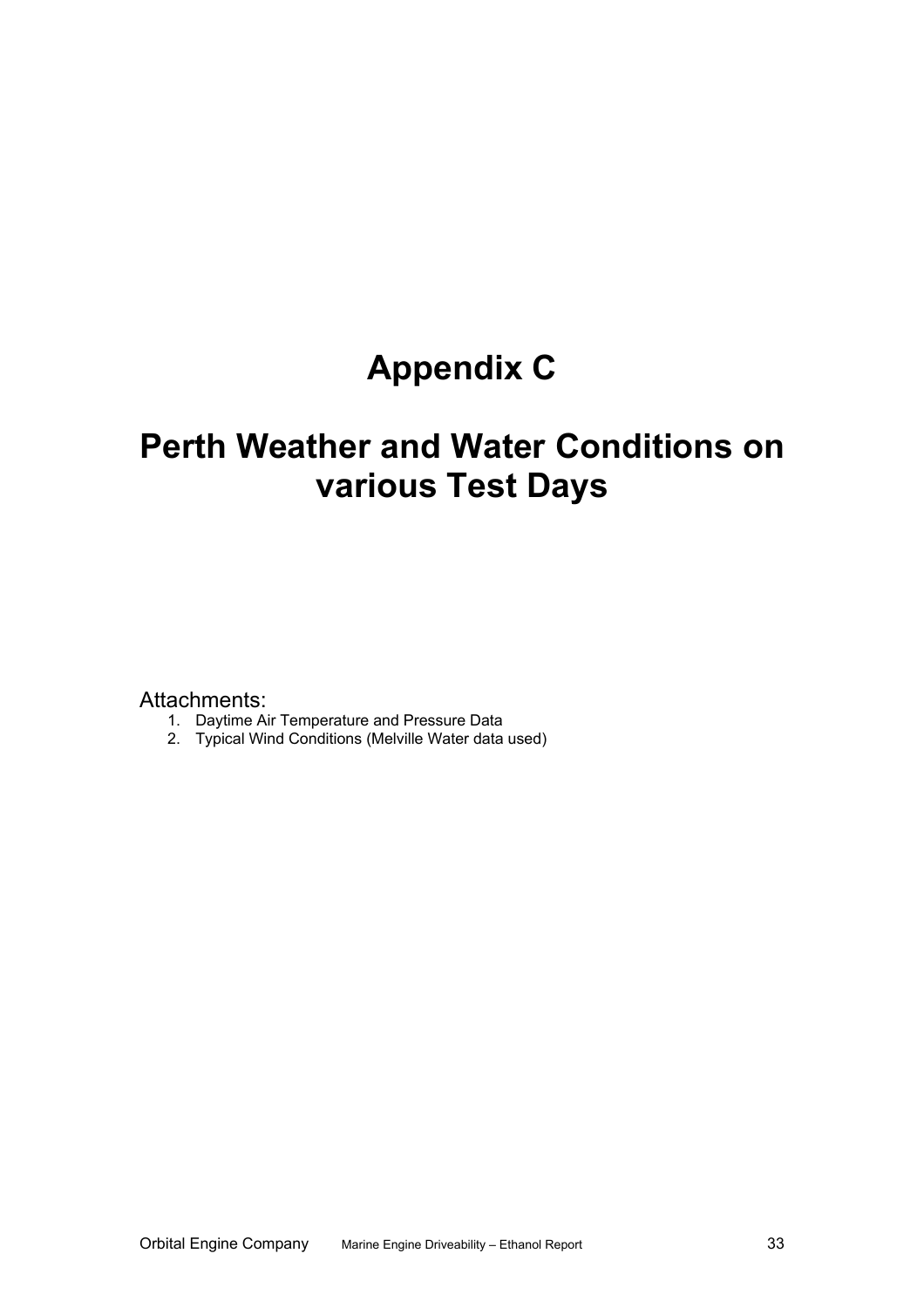# Appendix C

# Perth Weather and Water Conditions on various Test Days

Attachments:

1. Daytime Air Temperature and Pressure Data
2. Typical Wind Conditions (Melville Water data used)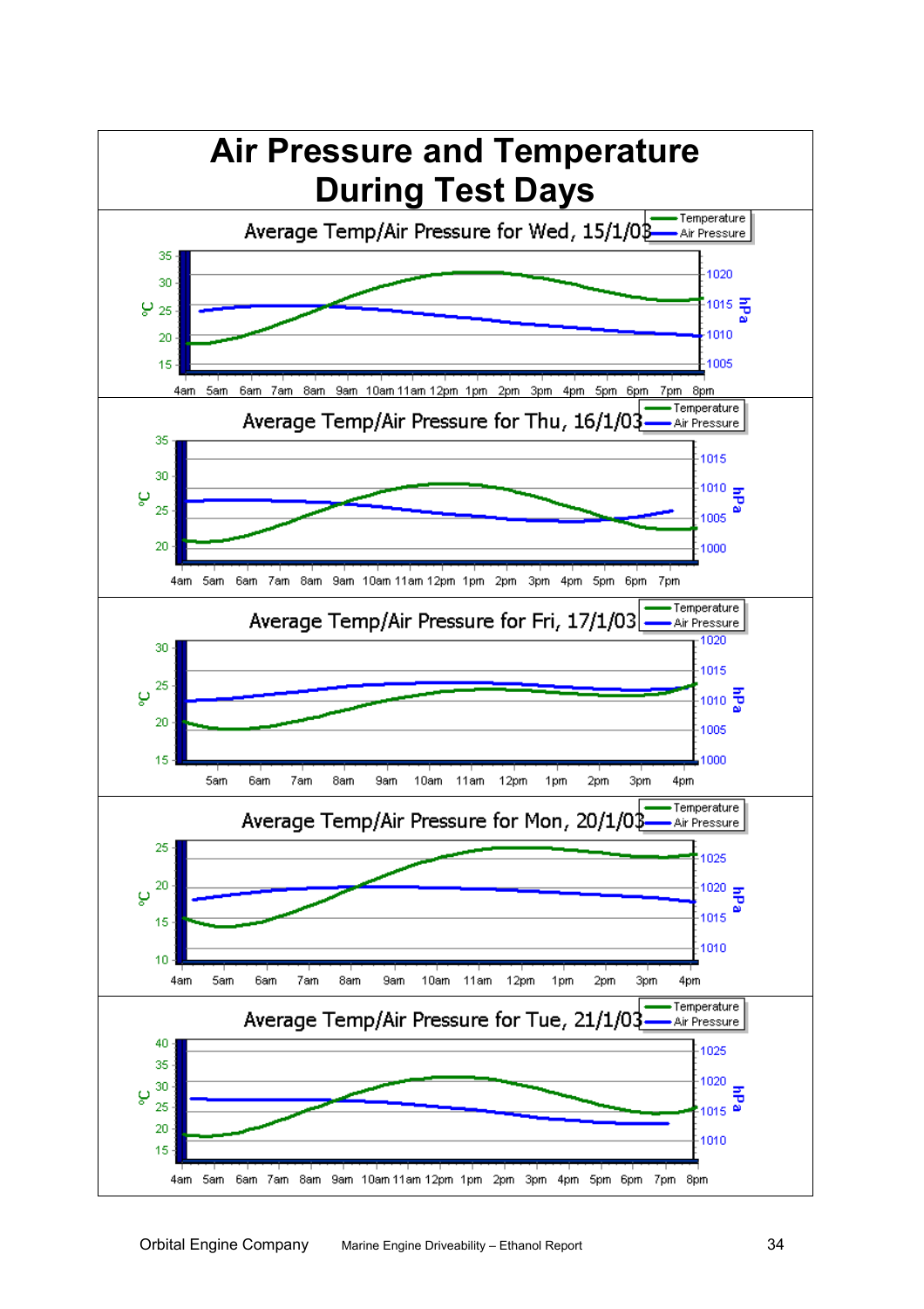# Air Pressure and Temperature During Test Days

Average Temp/Air Pressure for Wed, 15/1/03

Temperature
Air Pressure

°C: 35, 30, 25, 20, 15

hPa: 1020, 1015, 1010, 1005

4am 5am 6am 7am 8am 9am 10am 11am 12pm 1pm 2pm 3pm 4pm 5pm 6pm 7pm 8pm

Average Temp/Air Pressure for Thu, 16/1/03

Temperature
Air Pressure

°C: 35, 30, 25, 20

hPa: 1015, 1010, 1005, 1000

4am 5am 6am 7am 8am 9am 10am 11am 12pm 1pm 2pm 3pm 4pm 5pm 6pm 7pm

Average Temp/Air Pressure for Fri, 17/1/03

Temperature
Air Pressure

°C: 30, 25, 20, 15

hPa: 1020, 1015, 1010, 1005, 1000

5am 6am 7am 8am 9am 10am 11am 12pm 1pm 2pm 3pm 4pm

Average Temp/Air Pressure for Mon, 20/1/03

Temperature
Air Pressure

°C: 25, 20, 15, 10

hPa: 1025, 1020, 1015, 1010

4am 5am 6am 7am 8am 9am 10am 11am 12pm 1pm 2pm 3pm 4pm

Average Temp/Air Pressure for Tue, 21/1/03

Temperature
Air Pressure

°C: 40, 35, 30, 25, 20, 15

hPa: 1025, 1020, 1015, 1010

4am 5am 6am 7am 8am 9am 10am 11am 12pm 1pm 2pm 3pm 4pm 5pm 6pm 7pm 8pm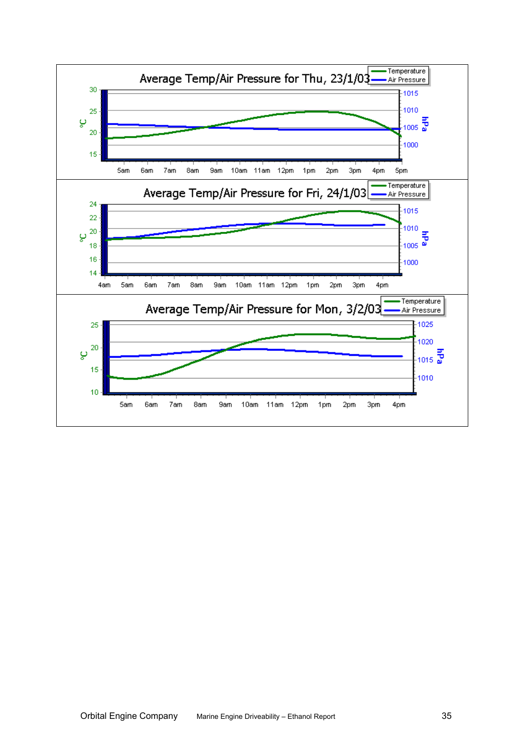Average Temp/Air Pressure for Thu, 23/1/03

Average Temp/Air Pressure for Fri, 24/1/03

Average Temp/Air Pressure for Mon, 3/2/03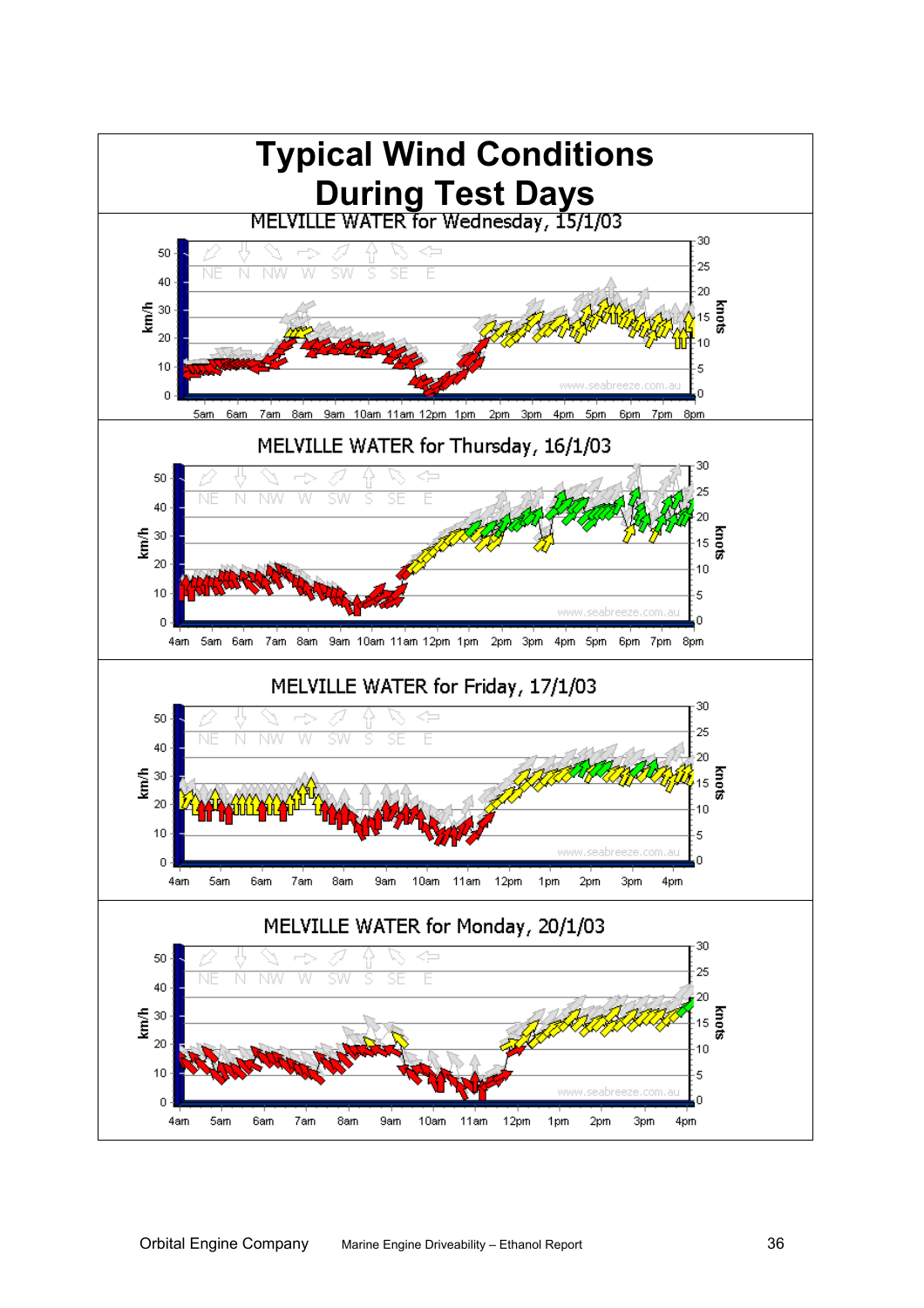# Typical Wind Conditions During Test Days

MELVILLE WATER for Wednesday, 15/1/03

MELVILLE WATER for Thursday, 16/1/03

MELVILLE WATER for Friday, 17/1/03

MELVILLE WATER for Monday, 20/1/03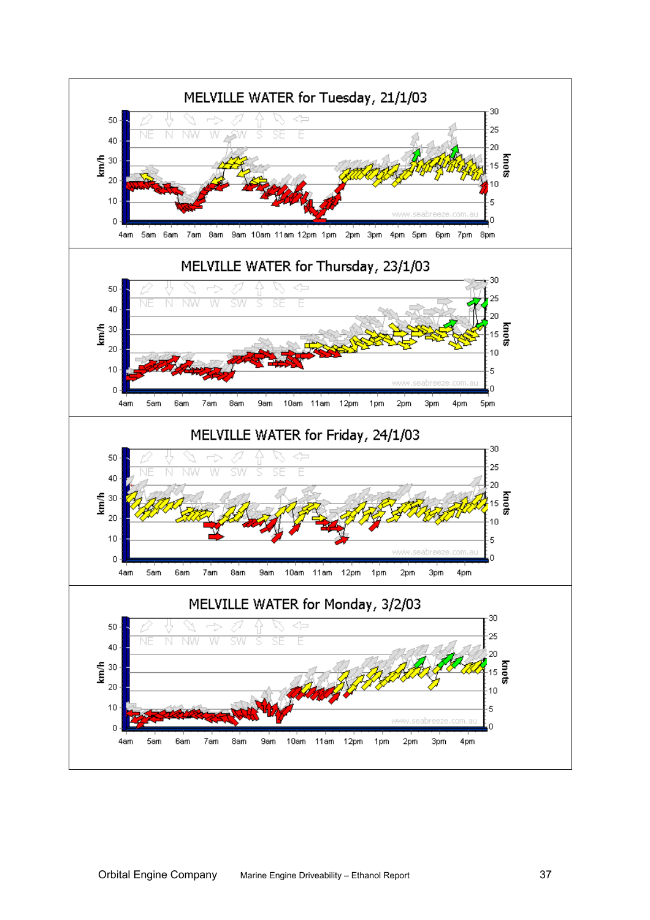MELVILLE WATER for Tuesday, 21/1/03

km/h
0
10
20
30
40
50

knots
0
5
10
15
20
25
30

NE N NW W SW S SE E

4am 5am 6am 7am 8am 9am 10am 11am 12pm 1pm 2pm 3pm 4pm 5pm 6pm 7pm 8pm

www.seabreeze.com.au

MELVILLE WATER for Thursday, 23/1/03

km/h
0
10
20
30
40
50

knots
0
5
10
15
20
25
30

NE N NW W SW S SE E

4am 5am 6am 7am 8am 9am 10am 11am 12pm 1pm 2pm 3pm 4pm 5pm

www.seabreeze.com.au

MELVILLE WATER for Friday, 24/1/03

km/h
0
10
20
30
40
50

knots
0
5
10
15
20
25
30

NE N NW W SW S SE E

4am 5am 6am 7am 8am 9am 10am 11am 12pm 1pm 2pm 3pm 4pm

www.seabreeze.com.au

MELVILLE WATER for Monday, 3/2/03

km/h
0
10
20
30
40
50

knots
0
5
10
15
20
25
30

NE N NW W SW S SE E

4am 5am 6am 7am 8am 9am 10am 11am 12pm 1pm 2pm 3pm 4pm

www.seabreeze.com.au